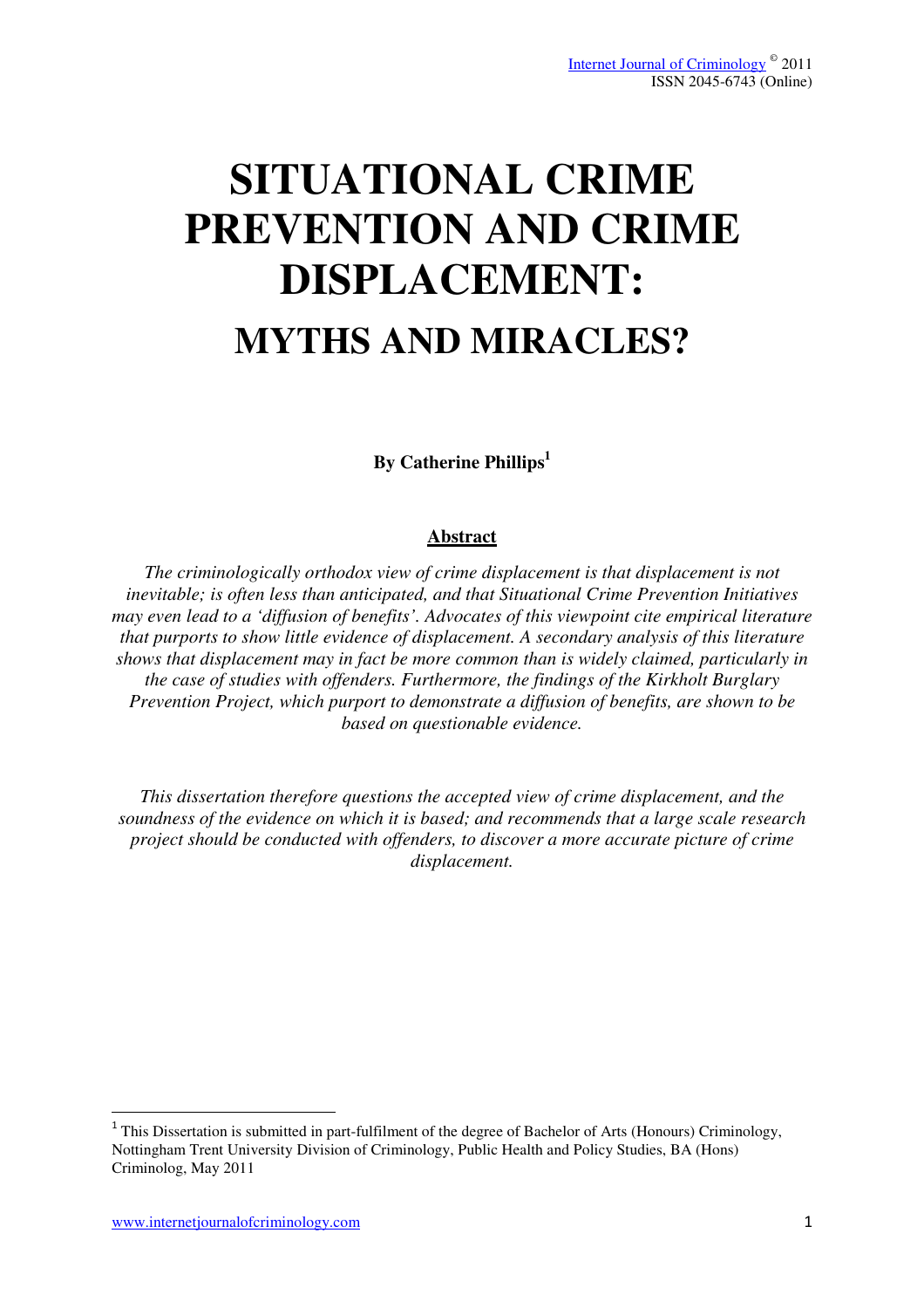# SITUATIONAL CRIME PREVENTION AND CRIME DISPLACEMENT:

## MYTHS AND MIRACLES?

**By Catherine Phillips[1]**

### Abstract

*The criminologically orthodox view of crime displacement is that displacement is not inevitable; is often less than anticipated, and that Situational Crime Prevention Initiatives may even lead to a 'diffusion of benefits'. Advocates of this viewpoint cite empirical literature that purports to show little evidence of displacement. A secondary analysis of this literature shows that displacement may in fact be more common than is widely claimed, particularly in the case of studies with offenders. Furthermore, the findings of the Kirkholt Burglary Prevention Project, which purport to demonstrate a diffusion of benefits, are shown to be based on questionable evidence.*

*This dissertation therefore questions the accepted view of crime displacement, and the soundness of the evidence on which it is based; and recommends that a large scale research project should be conducted with offenders, to discover a more accurate picture of crime displacement.*

[1] This Dissertation is submitted in part-fulfilment of the degree of Bachelor of Arts (Honours) Criminology, Nottingham Trent University Division of Criminology, Public Health and Policy Studies, BA (Hons) Criminolog, May 2011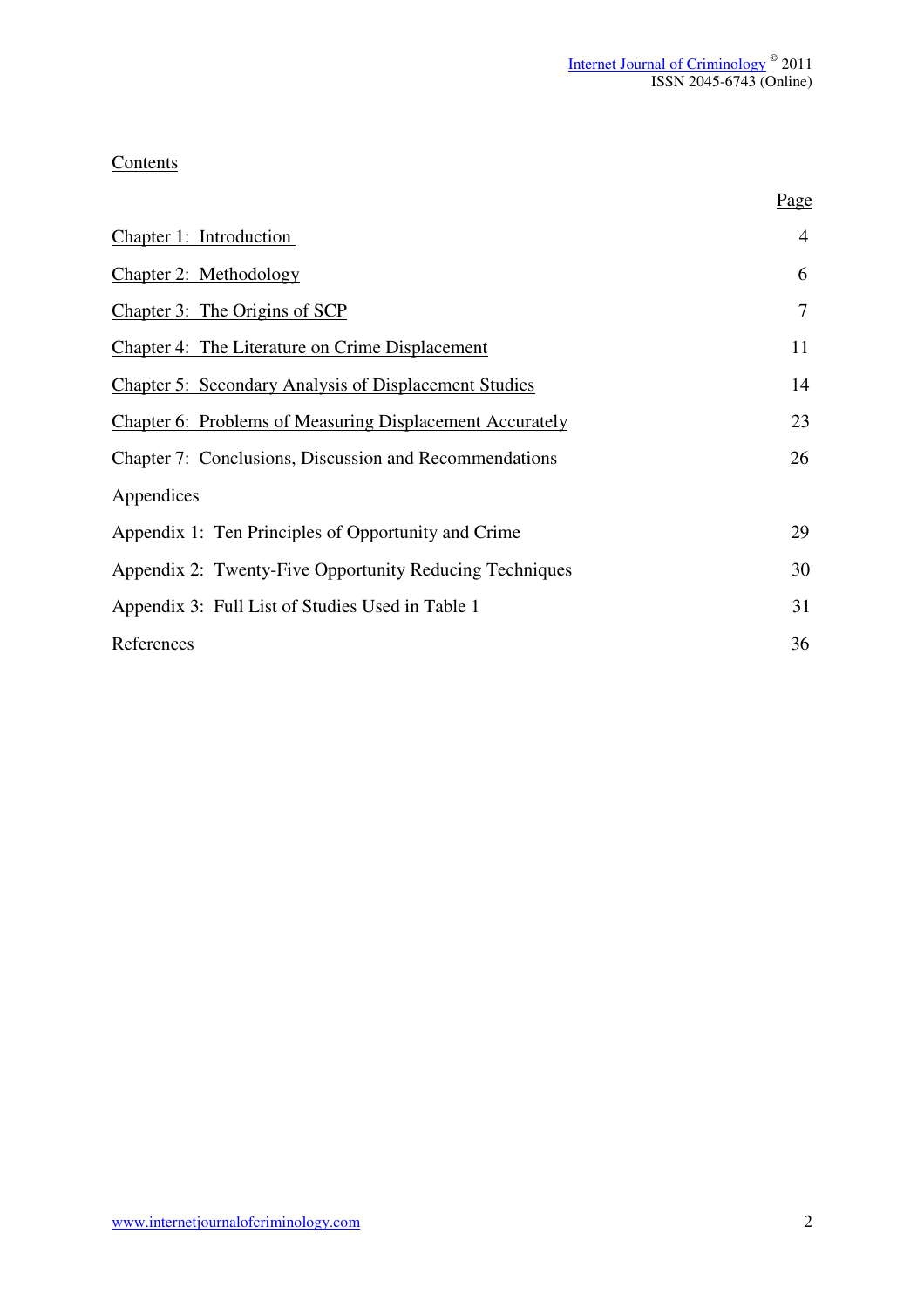# Contents

| | Page |
|---|---|
| Chapter 1: Introduction | 4 |
| Chapter 2: Methodology | 6 |
| Chapter 3: The Origins of SCP | 7 |
| Chapter 4: The Literature on Crime Displacement | 11 |
| Chapter 5: Secondary Analysis of Displacement Studies | 14 |
| Chapter 6: Problems of Measuring Displacement Accurately | 23 |
| Chapter 7: Conclusions, Discussion and Recommendations | 26 |
| Appendices | |
| Appendix 1: Ten Principles of Opportunity and Crime | 29 |
| Appendix 2: Twenty-Five Opportunity Reducing Techniques | 30 |
| Appendix 3: Full List of Studies Used in Table 1 | 31 |
| References | 36 |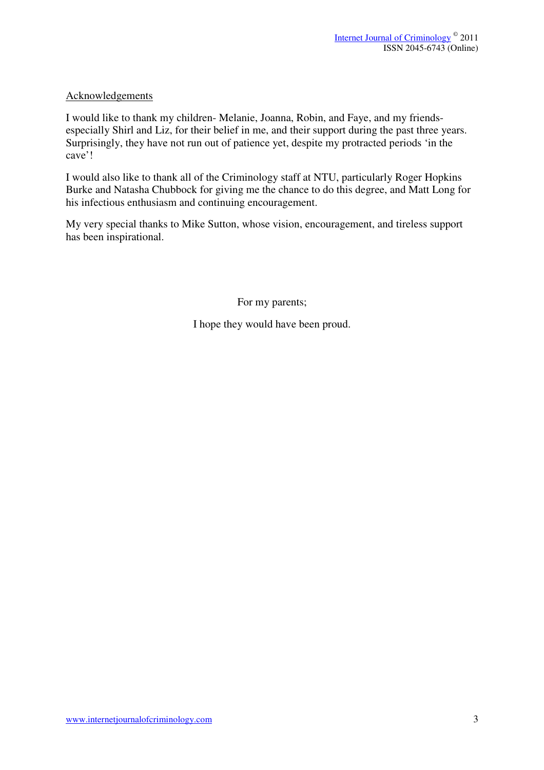## Acknowledgements

I would like to thank my children- Melanie, Joanna, Robin, and Faye, and my friends- especially Shirl and Liz, for their belief in me, and their support during the past three years. Surprisingly, they have not run out of patience yet, despite my protracted periods 'in the cave'!

I would also like to thank all of the Criminology staff at NTU, particularly Roger Hopkins Burke and Natasha Chubbock for giving me the chance to do this degree, and Matt Long for his infectious enthusiasm and continuing encouragement.

My very special thanks to Mike Sutton, whose vision, encouragement, and tireless support has been inspirational.

For my parents;

I hope they would have been proud.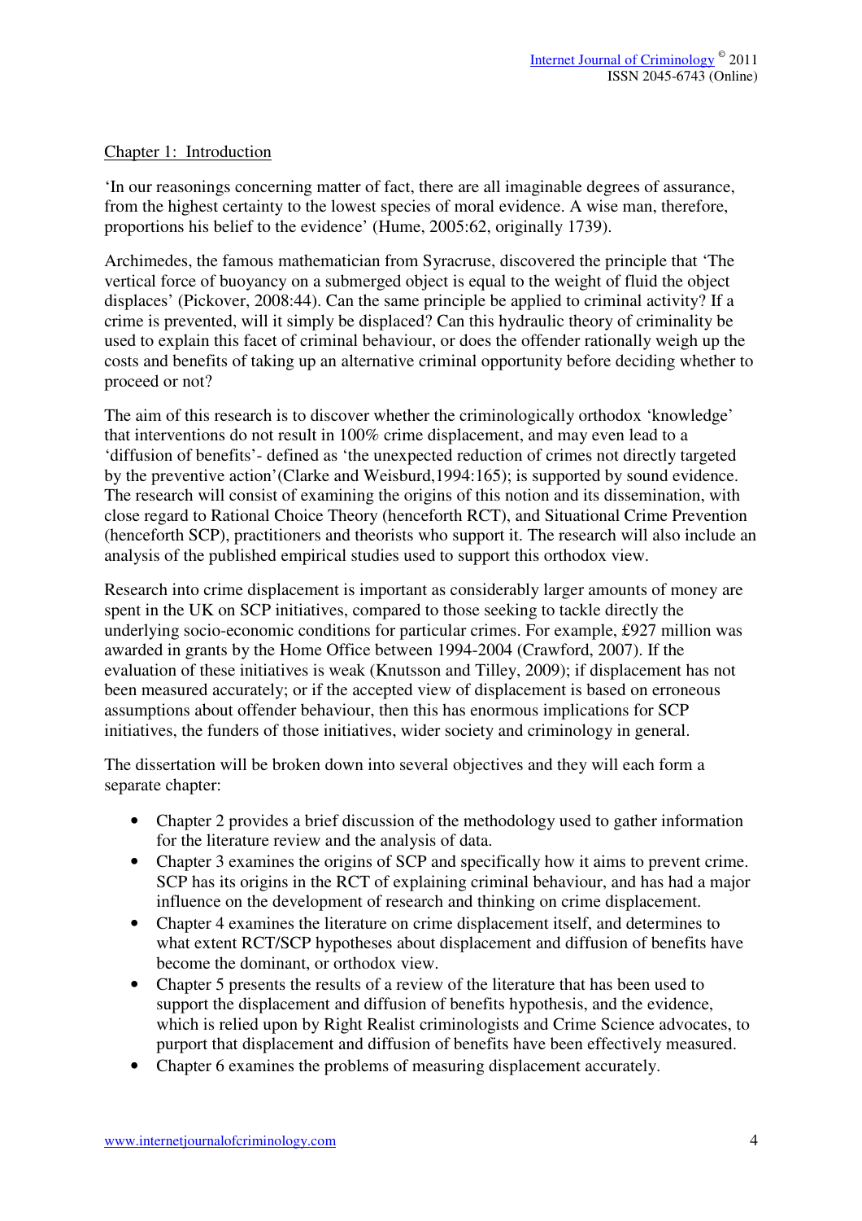## Chapter 1: Introduction

'In our reasonings concerning matter of fact, there are all imaginable degrees of assurance, from the highest certainty to the lowest species of moral evidence. A wise man, therefore, proportions his belief to the evidence' (Hume, 2005:62, originally 1739).

Archimedes, the famous mathematician from Syracruse, discovered the principle that 'The vertical force of buoyancy on a submerged object is equal to the weight of fluid the object displaces' (Pickover, 2008:44). Can the same principle be applied to criminal activity? If a crime is prevented, will it simply be displaced? Can this hydraulic theory of criminality be used to explain this facet of criminal behaviour, or does the offender rationally weigh up the costs and benefits of taking up an alternative criminal opportunity before deciding whether to proceed or not?

The aim of this research is to discover whether the criminologically orthodox 'knowledge' that interventions do not result in 100% crime displacement, and may even lead to a 'diffusion of benefits'- defined as 'the unexpected reduction of crimes not directly targeted by the preventive action'(Clarke and Weisburd,1994:165); is supported by sound evidence. The research will consist of examining the origins of this notion and its dissemination, with close regard to Rational Choice Theory (henceforth RCT), and Situational Crime Prevention (henceforth SCP), practitioners and theorists who support it. The research will also include an analysis of the published empirical studies used to support this orthodox view.

Research into crime displacement is important as considerably larger amounts of money are spent in the UK on SCP initiatives, compared to those seeking to tackle directly the underlying socio-economic conditions for particular crimes. For example, £927 million was awarded in grants by the Home Office between 1994-2004 (Crawford, 2007). If the evaluation of these initiatives is weak (Knutsson and Tilley, 2009); if displacement has not been measured accurately; or if the accepted view of displacement is based on erroneous assumptions about offender behaviour, then this has enormous implications for SCP initiatives, the funders of those initiatives, wider society and criminology in general.

The dissertation will be broken down into several objectives and they will each form a separate chapter:

- Chapter 2 provides a brief discussion of the methodology used to gather information for the literature review and the analysis of data.
- Chapter 3 examines the origins of SCP and specifically how it aims to prevent crime. SCP has its origins in the RCT of explaining criminal behaviour, and has had a major influence on the development of research and thinking on crime displacement.
- Chapter 4 examines the literature on crime displacement itself, and determines to what extent RCT/SCP hypotheses about displacement and diffusion of benefits have become the dominant, or orthodox view.
- Chapter 5 presents the results of a review of the literature that has been used to support the displacement and diffusion of benefits hypothesis, and the evidence, which is relied upon by Right Realist criminologists and Crime Science advocates, to purport that displacement and diffusion of benefits have been effectively measured.
- Chapter 6 examines the problems of measuring displacement accurately.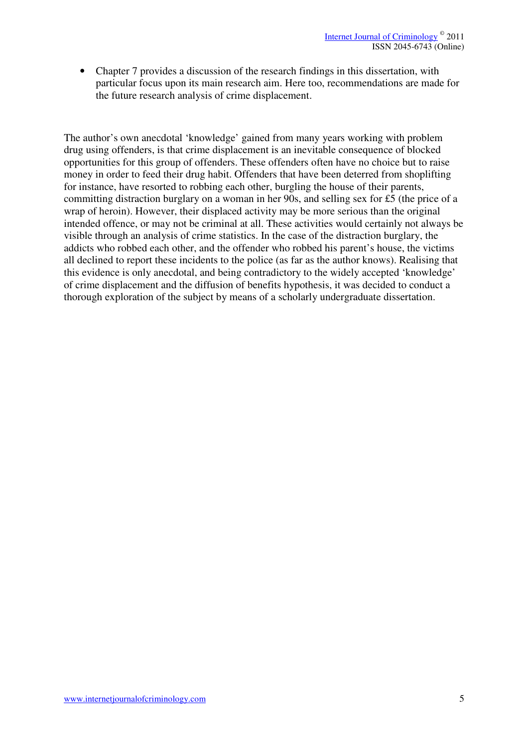- Chapter 7 provides a discussion of the research findings in this dissertation, with particular focus upon its main research aim. Here too, recommendations are made for the future research analysis of crime displacement.

The author's own anecdotal 'knowledge' gained from many years working with problem drug using offenders, is that crime displacement is an inevitable consequence of blocked opportunities for this group of offenders. These offenders often have no choice but to raise money in order to feed their drug habit. Offenders that have been deterred from shoplifting for instance, have resorted to robbing each other, burgling the house of their parents, committing distraction burglary on a woman in her 90s, and selling sex for £5 (the price of a wrap of heroin). However, their displaced activity may be more serious than the original intended offence, or may not be criminal at all. These activities would certainly not always be visible through an analysis of crime statistics. In the case of the distraction burglary, the addicts who robbed each other, and the offender who robbed his parent's house, the victims all declined to report these incidents to the police (as far as the author knows). Realising that this evidence is only anecdotal, and being contradictory to the widely accepted 'knowledge' of crime displacement and the diffusion of benefits hypothesis, it was decided to conduct a thorough exploration of the subject by means of a scholarly undergraduate dissertation.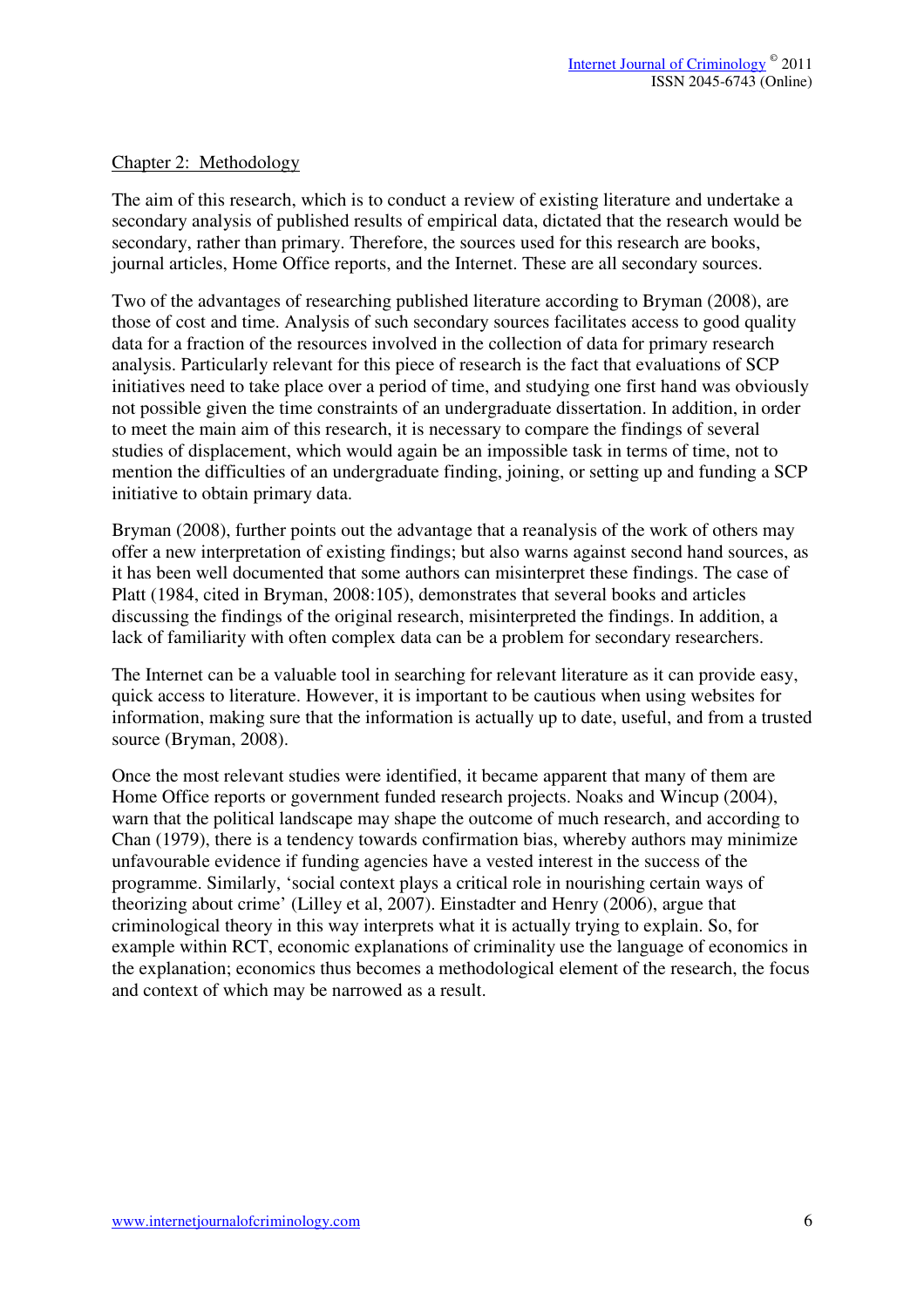## Chapter 2: Methodology

The aim of this research, which is to conduct a review of existing literature and undertake a secondary analysis of published results of empirical data, dictated that the research would be secondary, rather than primary. Therefore, the sources used for this research are books, journal articles, Home Office reports, and the Internet. These are all secondary sources.

Two of the advantages of researching published literature according to Bryman (2008), are those of cost and time. Analysis of such secondary sources facilitates access to good quality data for a fraction of the resources involved in the collection of data for primary research analysis. Particularly relevant for this piece of research is the fact that evaluations of SCP initiatives need to take place over a period of time, and studying one first hand was obviously not possible given the time constraints of an undergraduate dissertation. In addition, in order to meet the main aim of this research, it is necessary to compare the findings of several studies of displacement, which would again be an impossible task in terms of time, not to mention the difficulties of an undergraduate finding, joining, or setting up and funding a SCP initiative to obtain primary data.

Bryman (2008), further points out the advantage that a reanalysis of the work of others may offer a new interpretation of existing findings; but also warns against second hand sources, as it has been well documented that some authors can misinterpret these findings. The case of Platt (1984, cited in Bryman, 2008:105), demonstrates that several books and articles discussing the findings of the original research, misinterpreted the findings. In addition, a lack of familiarity with often complex data can be a problem for secondary researchers.

The Internet can be a valuable tool in searching for relevant literature as it can provide easy, quick access to literature. However, it is important to be cautious when using websites for information, making sure that the information is actually up to date, useful, and from a trusted source (Bryman, 2008).

Once the most relevant studies were identified, it became apparent that many of them are Home Office reports or government funded research projects. Noaks and Wincup (2004), warn that the political landscape may shape the outcome of much research, and according to Chan (1979), there is a tendency towards confirmation bias, whereby authors may minimize unfavourable evidence if funding agencies have a vested interest in the success of the programme. Similarly, 'social context plays a critical role in nourishing certain ways of theorizing about crime' (Lilley et al, 2007). Einstadter and Henry (2006), argue that criminological theory in this way interprets what it is actually trying to explain. So, for example within RCT, economic explanations of criminality use the language of economics in the explanation; economics thus becomes a methodological element of the research, the focus and context of which may be narrowed as a result.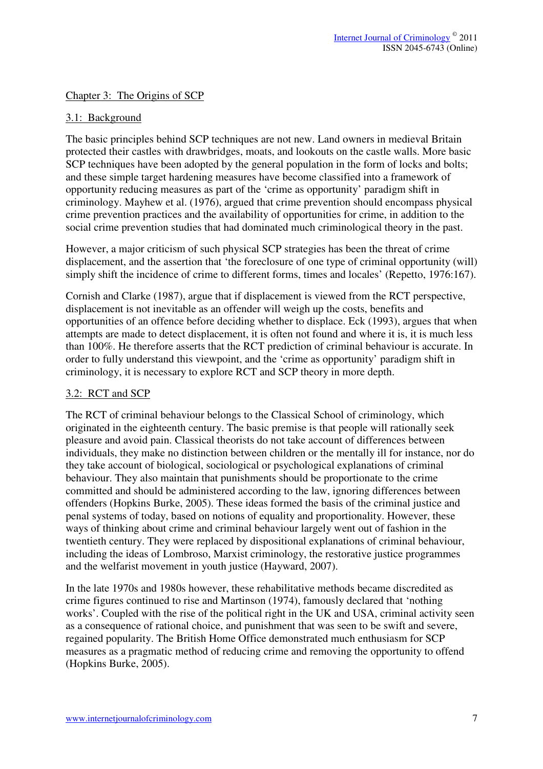## Chapter 3: The Origins of SCP

### 3.1: Background

The basic principles behind SCP techniques are not new. Land owners in medieval Britain protected their castles with drawbridges, moats, and lookouts on the castle walls. More basic SCP techniques have been adopted by the general population in the form of locks and bolts; and these simple target hardening measures have become classified into a framework of opportunity reducing measures as part of the 'crime as opportunity' paradigm shift in criminology. Mayhew et al. (1976), argued that crime prevention should encompass physical crime prevention practices and the availability of opportunities for crime, in addition to the social crime prevention studies that had dominated much criminological theory in the past.

However, a major criticism of such physical SCP strategies has been the threat of crime displacement, and the assertion that 'the foreclosure of one type of criminal opportunity (will) simply shift the incidence of crime to different forms, times and locales' (Repetto, 1976:167).

Cornish and Clarke (1987), argue that if displacement is viewed from the RCT perspective, displacement is not inevitable as an offender will weigh up the costs, benefits and opportunities of an offence before deciding whether to displace. Eck (1993), argues that when attempts are made to detect displacement, it is often not found and where it is, it is much less than 100%. He therefore asserts that the RCT prediction of criminal behaviour is accurate. In order to fully understand this viewpoint, and the 'crime as opportunity' paradigm shift in criminology, it is necessary to explore RCT and SCP theory in more depth.

### 3.2: RCT and SCP

The RCT of criminal behaviour belongs to the Classical School of criminology, which originated in the eighteenth century. The basic premise is that people will rationally seek pleasure and avoid pain. Classical theorists do not take account of differences between individuals, they make no distinction between children or the mentally ill for instance, nor do they take account of biological, sociological or psychological explanations of criminal behaviour. They also maintain that punishments should be proportionate to the crime committed and should be administered according to the law, ignoring differences between offenders (Hopkins Burke, 2005). These ideas formed the basis of the criminal justice and penal systems of today, based on notions of equality and proportionality. However, these ways of thinking about crime and criminal behaviour largely went out of fashion in the twentieth century. They were replaced by dispositional explanations of criminal behaviour, including the ideas of Lombroso, Marxist criminology, the restorative justice programmes and the welfarist movement in youth justice (Hayward, 2007).

In the late 1970s and 1980s however, these rehabilitative methods became discredited as crime figures continued to rise and Martinson (1974), famously declared that 'nothing works'. Coupled with the rise of the political right in the UK and USA, criminal activity seen as a consequence of rational choice, and punishment that was seen to be swift and severe, regained popularity. The British Home Office demonstrated much enthusiasm for SCP measures as a pragmatic method of reducing crime and removing the opportunity to offend (Hopkins Burke, 2005).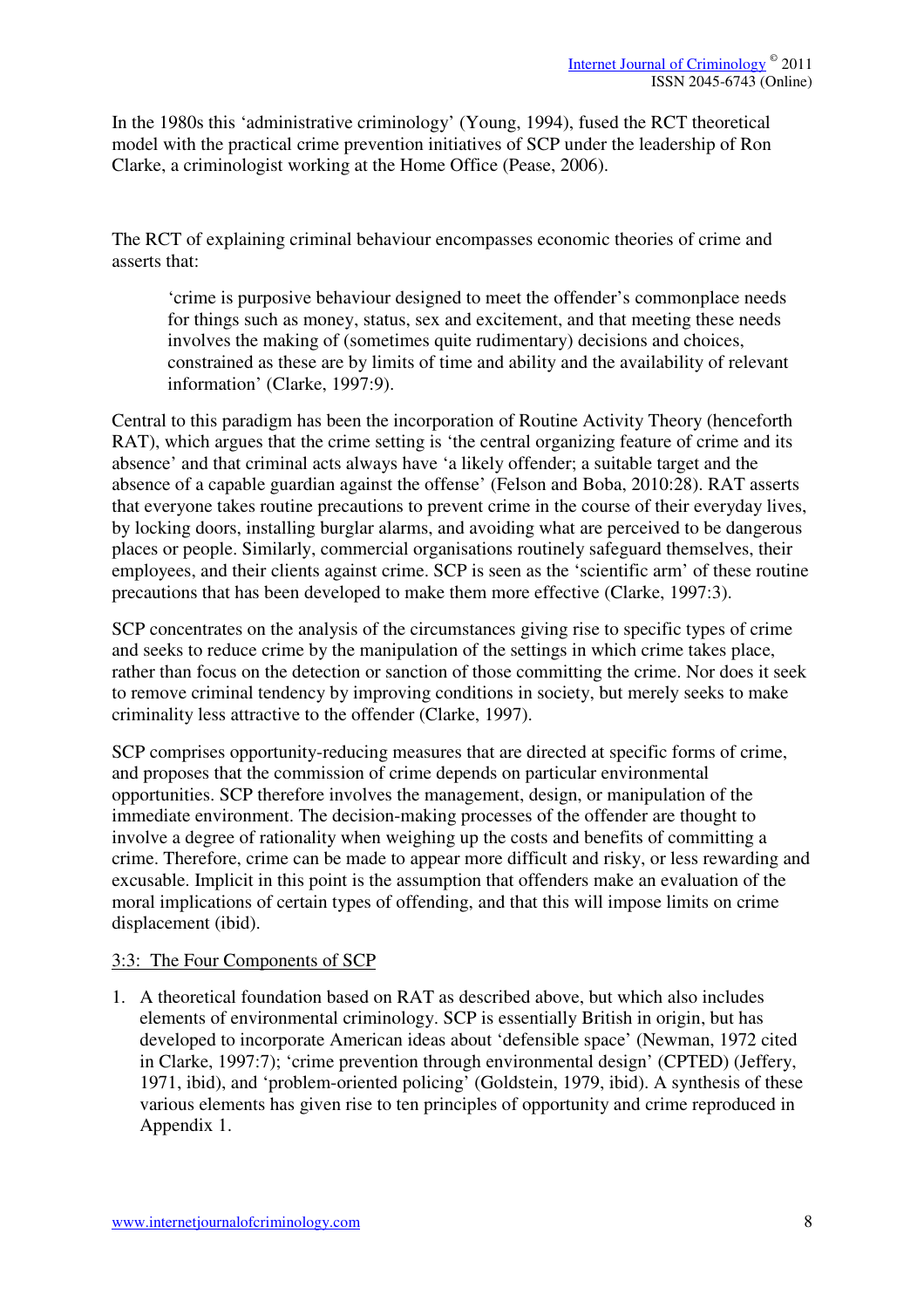In the 1980s this 'administrative criminology' (Young, 1994), fused the RCT theoretical model with the practical crime prevention initiatives of SCP under the leadership of Ron Clarke, a criminologist working at the Home Office (Pease, 2006).

The RCT of explaining criminal behaviour encompasses economic theories of crime and asserts that:

> 'crime is purposive behaviour designed to meet the offender's commonplace needs for things such as money, status, sex and excitement, and that meeting these needs involves the making of (sometimes quite rudimentary) decisions and choices, constrained as these are by limits of time and ability and the availability of relevant information' (Clarke, 1997:9).

Central to this paradigm has been the incorporation of Routine Activity Theory (henceforth RAT), which argues that the crime setting is 'the central organizing feature of crime and its absence' and that criminal acts always have 'a likely offender; a suitable target and the absence of a capable guardian against the offense' (Felson and Boba, 2010:28). RAT asserts that everyone takes routine precautions to prevent crime in the course of their everyday lives, by locking doors, installing burglar alarms, and avoiding what are perceived to be dangerous places or people. Similarly, commercial organisations routinely safeguard themselves, their employees, and their clients against crime. SCP is seen as the 'scientific arm' of these routine precautions that has been developed to make them more effective (Clarke, 1997:3).

SCP concentrates on the analysis of the circumstances giving rise to specific types of crime and seeks to reduce crime by the manipulation of the settings in which crime takes place, rather than focus on the detection or sanction of those committing the crime. Nor does it seek to remove criminal tendency by improving conditions in society, but merely seeks to make criminality less attractive to the offender (Clarke, 1997).

SCP comprises opportunity-reducing measures that are directed at specific forms of crime, and proposes that the commission of crime depends on particular environmental opportunities. SCP therefore involves the management, design, or manipulation of the immediate environment. The decision-making processes of the offender are thought to involve a degree of rationality when weighing up the costs and benefits of committing a crime. Therefore, crime can be made to appear more difficult and risky, or less rewarding and excusable. Implicit in this point is the assumption that offenders make an evaluation of the moral implications of certain types of offending, and that this will impose limits on crime displacement (ibid).

### 3:3: The Four Components of SCP

1. A theoretical foundation based on RAT as described above, but which also includes elements of environmental criminology. SCP is essentially British in origin, but has developed to incorporate American ideas about 'defensible space' (Newman, 1972 cited in Clarke, 1997:7); 'crime prevention through environmental design' (CPTED) (Jeffery, 1971, ibid), and 'problem-oriented policing' (Goldstein, 1979, ibid). A synthesis of these various elements has given rise to ten principles of opportunity and crime reproduced in Appendix 1.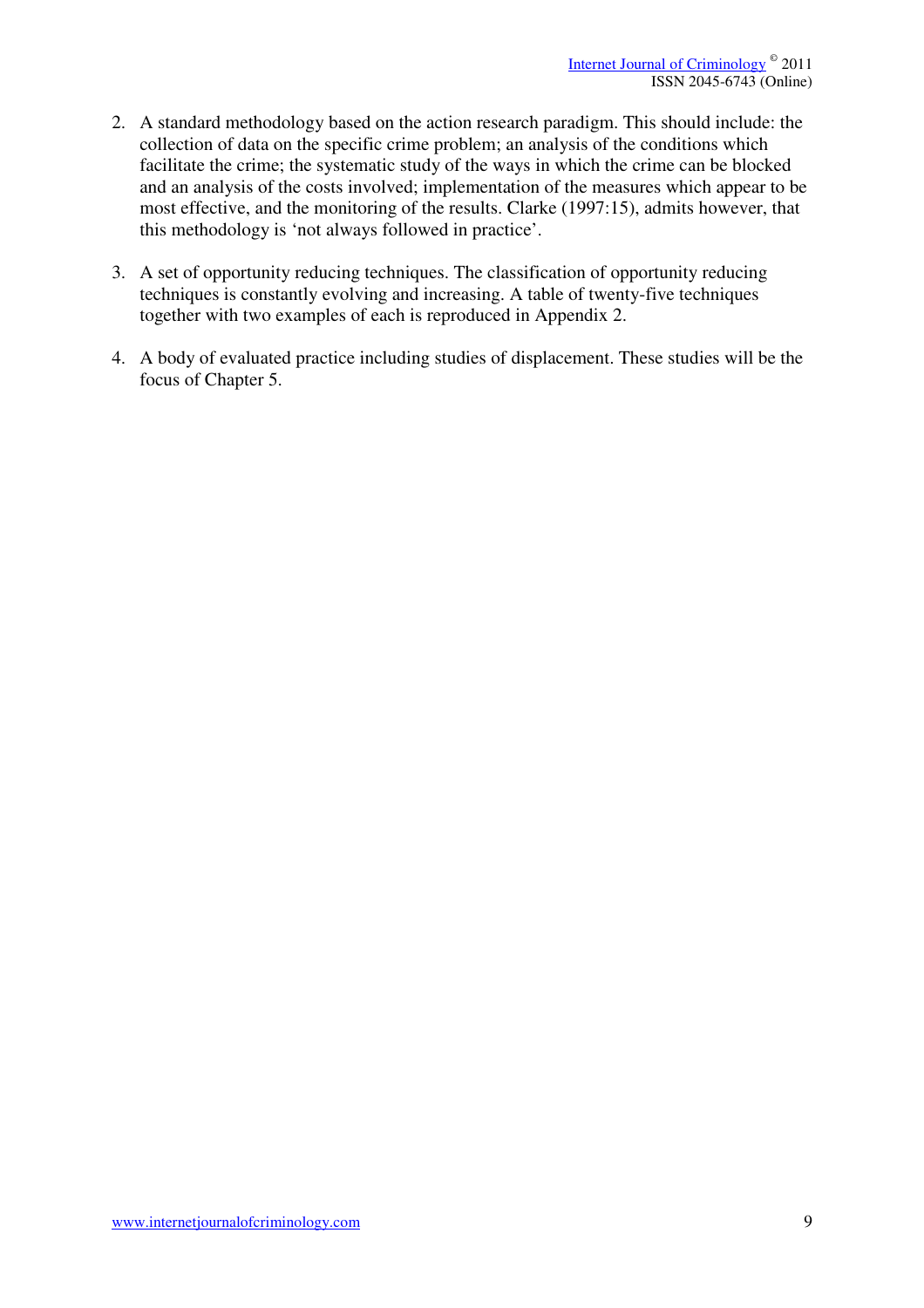2. A standard methodology based on the action research paradigm. This should include: the collection of data on the specific crime problem; an analysis of the conditions which facilitate the crime; the systematic study of the ways in which the crime can be blocked and an analysis of the costs involved; implementation of the measures which appear to be most effective, and the monitoring of the results. Clarke (1997:15), admits however, that this methodology is 'not always followed in practice'.

3. A set of opportunity reducing techniques. The classification of opportunity reducing techniques is constantly evolving and increasing. A table of twenty-five techniques together with two examples of each is reproduced in Appendix 2.

4. A body of evaluated practice including studies of displacement. These studies will be the focus of Chapter 5.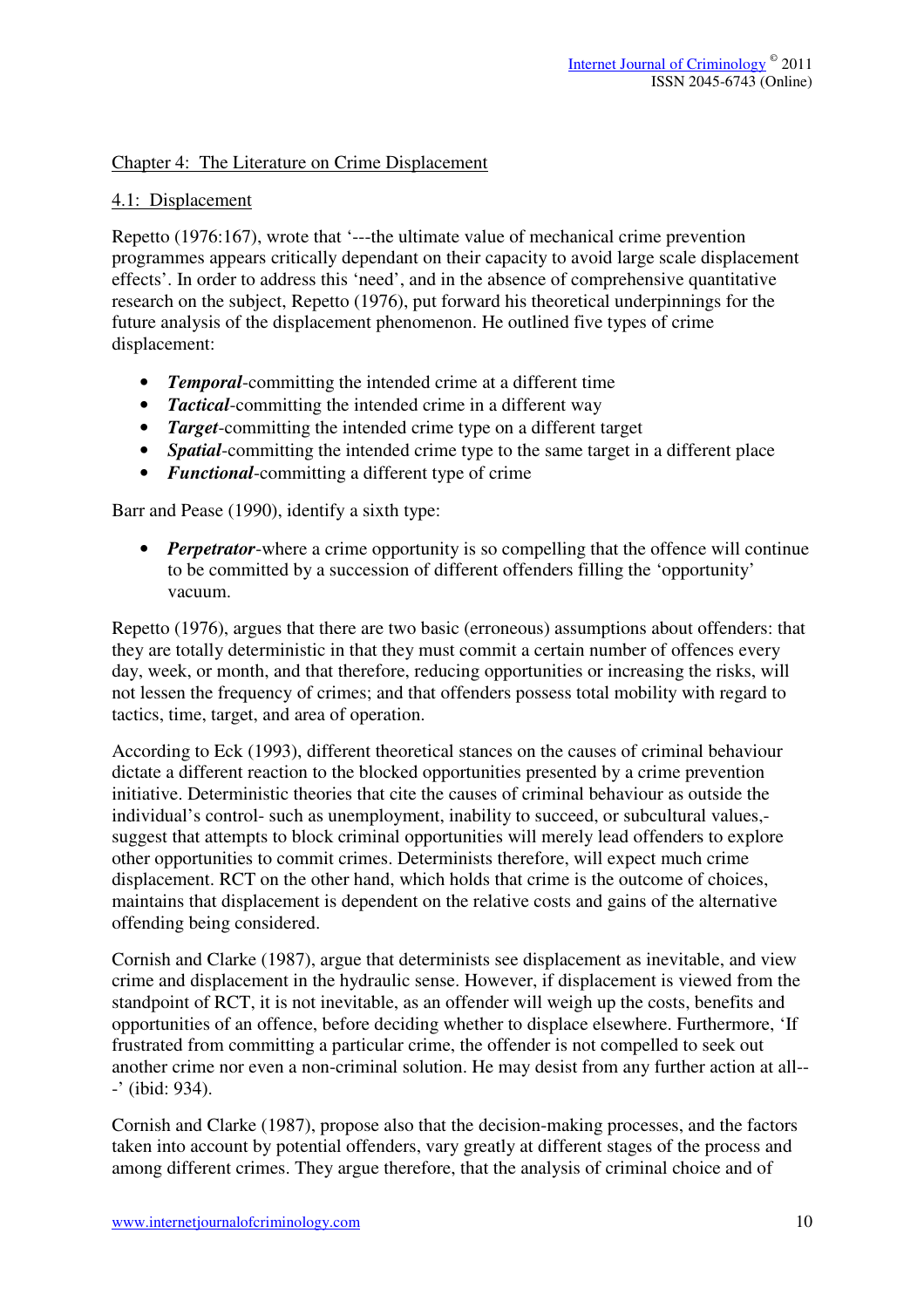## Chapter 4: The Literature on Crime Displacement

### 4.1: Displacement

Repetto (1976:167), wrote that '---the ultimate value of mechanical crime prevention programmes appears critically dependant on their capacity to avoid large scale displacement effects'. In order to address this 'need', and in the absence of comprehensive quantitative research on the subject, Repetto (1976), put forward his theoretical underpinnings for the future analysis of the displacement phenomenon. He outlined five types of crime displacement:

- ***Temporal***-committing the intended crime at a different time
- ***Tactical***-committing the intended crime in a different way
- ***Target***-committing the intended crime type on a different target
- ***Spatial***-committing the intended crime type to the same target in a different place
- ***Functional***-committing a different type of crime

Barr and Pease (1990), identify a sixth type:

- ***Perpetrator***-where a crime opportunity is so compelling that the offence will continue to be committed by a succession of different offenders filling the 'opportunity' vacuum.

Repetto (1976), argues that there are two basic (erroneous) assumptions about offenders: that they are totally deterministic in that they must commit a certain number of offences every day, week, or month, and that therefore, reducing opportunities or increasing the risks, will not lessen the frequency of crimes; and that offenders possess total mobility with regard to tactics, time, target, and area of operation.

According to Eck (1993), different theoretical stances on the causes of criminal behaviour dictate a different reaction to the blocked opportunities presented by a crime prevention initiative. Deterministic theories that cite the causes of criminal behaviour as outside the individual's control- such as unemployment, inability to succeed, or subcultural values,- suggest that attempts to block criminal opportunities will merely lead offenders to explore other opportunities to commit crimes. Determinists therefore, will expect much crime displacement. RCT on the other hand, which holds that crime is the outcome of choices, maintains that displacement is dependent on the relative costs and gains of the alternative offending being considered.

Cornish and Clarke (1987), argue that determinists see displacement as inevitable, and view crime and displacement in the hydraulic sense. However, if displacement is viewed from the standpoint of RCT, it is not inevitable, as an offender will weigh up the costs, benefits and opportunities of an offence, before deciding whether to displace elsewhere. Furthermore, 'If frustrated from committing a particular crime, the offender is not compelled to seek out another crime nor even a non-criminal solution. He may desist from any further action at all---' (ibid: 934).

Cornish and Clarke (1987), propose also that the decision-making processes, and the factors taken into account by potential offenders, vary greatly at different stages of the process and among different crimes. They argue therefore, that the analysis of criminal choice and of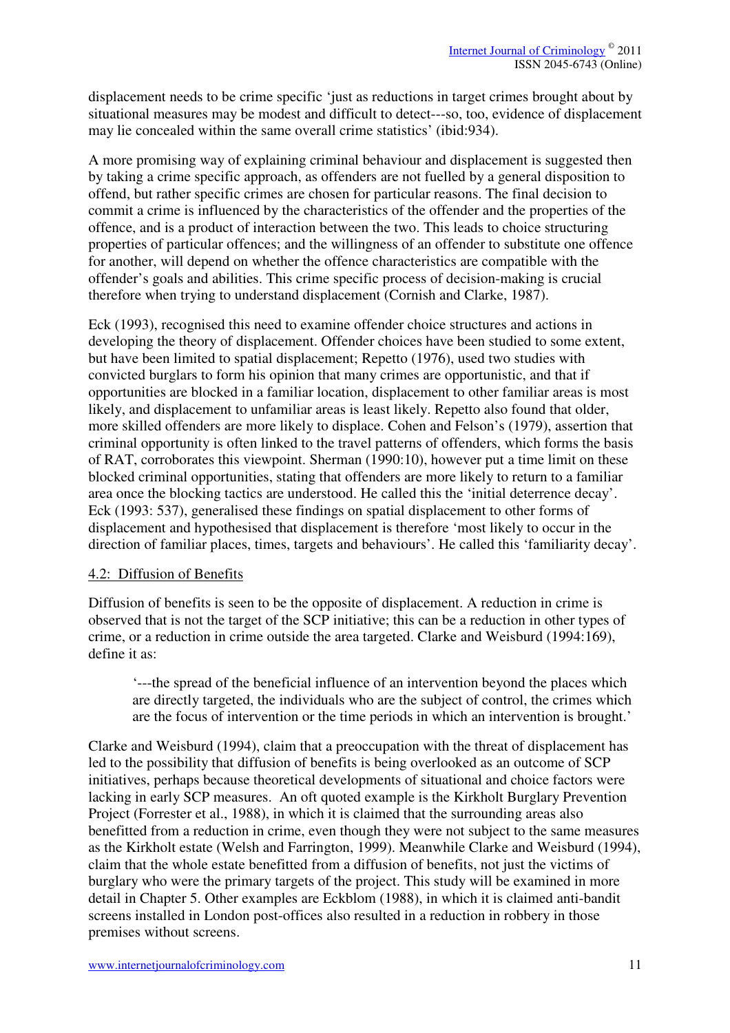displacement needs to be crime specific 'just as reductions in target crimes brought about by situational measures may be modest and difficult to detect---so, too, evidence of displacement may lie concealed within the same overall crime statistics' (ibid:934).

A more promising way of explaining criminal behaviour and displacement is suggested then by taking a crime specific approach, as offenders are not fuelled by a general disposition to offend, but rather specific crimes are chosen for particular reasons. The final decision to commit a crime is influenced by the characteristics of the offender and the properties of the offence, and is a product of interaction between the two. This leads to choice structuring properties of particular offences; and the willingness of an offender to substitute one offence for another, will depend on whether the offence characteristics are compatible with the offender's goals and abilities. This crime specific process of decision-making is crucial therefore when trying to understand displacement (Cornish and Clarke, 1987).

Eck (1993), recognised this need to examine offender choice structures and actions in developing the theory of displacement. Offender choices have been studied to some extent, but have been limited to spatial displacement; Repetto (1976), used two studies with convicted burglars to form his opinion that many crimes are opportunistic, and that if opportunities are blocked in a familiar location, displacement to other familiar areas is most likely, and displacement to unfamiliar areas is least likely. Repetto also found that older, more skilled offenders are more likely to displace. Cohen and Felson's (1979), assertion that criminal opportunity is often linked to the travel patterns of offenders, which forms the basis of RAT, corroborates this viewpoint. Sherman (1990:10), however put a time limit on these blocked criminal opportunities, stating that offenders are more likely to return to a familiar area once the blocking tactics are understood. He called this the 'initial deterrence decay'. Eck (1993: 537), generalised these findings on spatial displacement to other forms of displacement and hypothesised that displacement is therefore 'most likely to occur in the direction of familiar places, times, targets and behaviours'. He called this 'familiarity decay'.

### 4.2: Diffusion of Benefits

Diffusion of benefits is seen to be the opposite of displacement. A reduction in crime is observed that is not the target of the SCP initiative; this can be a reduction in other types of crime, or a reduction in crime outside the area targeted. Clarke and Weisburd (1994:169), define it as:

> '---the spread of the beneficial influence of an intervention beyond the places which are directly targeted, the individuals who are the subject of control, the crimes which are the focus of intervention or the time periods in which an intervention is brought.'

Clarke and Weisburd (1994), claim that a preoccupation with the threat of displacement has led to the possibility that diffusion of benefits is being overlooked as an outcome of SCP initiatives, perhaps because theoretical developments of situational and choice factors were lacking in early SCP measures. An oft quoted example is the Kirkholt Burglary Prevention Project (Forrester et al., 1988), in which it is claimed that the surrounding areas also benefitted from a reduction in crime, even though they were not subject to the same measures as the Kirkholt estate (Welsh and Farrington, 1999). Meanwhile Clarke and Weisburd (1994), claim that the whole estate benefitted from a diffusion of benefits, not just the victims of burglary who were the primary targets of the project. This study will be examined in more detail in Chapter 5. Other examples are Eckblom (1988), in which it is claimed anti-bandit screens installed in London post-offices also resulted in a reduction in robbery in those premises without screens.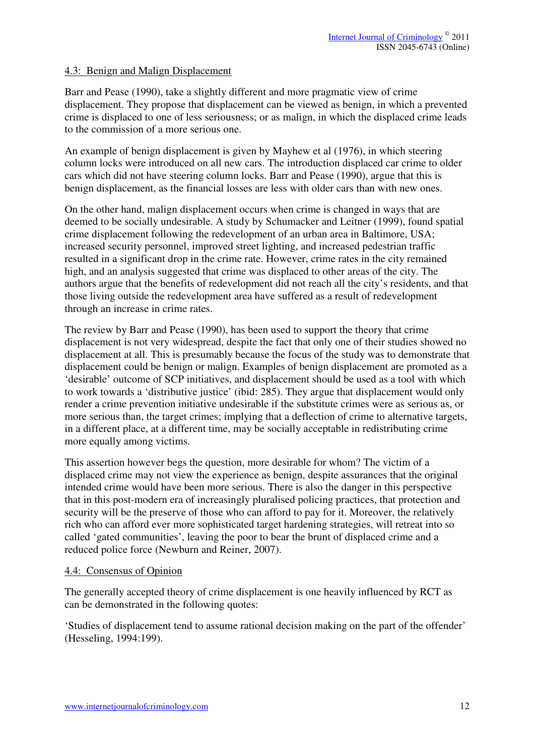### 4.3: Benign and Malign Displacement

Barr and Pease (1990), take a slightly different and more pragmatic view of crime displacement. They propose that displacement can be viewed as benign, in which a prevented crime is displaced to one of less seriousness; or as malign, in which the displaced crime leads to the commission of a more serious one.

An example of benign displacement is given by Mayhew et al (1976), in which steering column locks were introduced on all new cars. The introduction displaced car crime to older cars which did not have steering column locks. Barr and Pease (1990), argue that this is benign displacement, as the financial losses are less with older cars than with new ones.

On the other hand, malign displacement occurs when crime is changed in ways that are deemed to be socially undesirable. A study by Schumacker and Leitner (1999), found spatial crime displacement following the redevelopment of an urban area in Baltimore, USA; increased security personnel, improved street lighting, and increased pedestrian traffic resulted in a significant drop in the crime rate. However, crime rates in the city remained high, and an analysis suggested that crime was displaced to other areas of the city. The authors argue that the benefits of redevelopment did not reach all the city's residents, and that those living outside the redevelopment area have suffered as a result of redevelopment through an increase in crime rates.

The review by Barr and Pease (1990), has been used to support the theory that crime displacement is not very widespread, despite the fact that only one of their studies showed no displacement at all. This is presumably because the focus of the study was to demonstrate that displacement could be benign or malign. Examples of benign displacement are promoted as a 'desirable' outcome of SCP initiatives, and displacement should be used as a tool with which to work towards a 'distributive justice' (ibid: 285). They argue that displacement would only render a crime prevention initiative undesirable if the substitute crimes were as serious as, or more serious than, the target crimes; implying that a deflection of crime to alternative targets, in a different place, at a different time, may be socially acceptable in redistributing crime more equally among victims.

This assertion however begs the question, more desirable for whom? The victim of a displaced crime may not view the experience as benign, despite assurances that the original intended crime would have been more serious. There is also the danger in this perspective that in this post-modern era of increasingly pluralised policing practices, that protection and security will be the preserve of those who can afford to pay for it. Moreover, the relatively rich who can afford ever more sophisticated target hardening strategies, will retreat into so called 'gated communities', leaving the poor to bear the brunt of displaced crime and a reduced police force (Newburn and Reiner, 2007).

### 4.4: Consensus of Opinion

The generally accepted theory of crime displacement is one heavily influenced by RCT as can be demonstrated in the following quotes:

'Studies of displacement tend to assume rational decision making on the part of the offender' (Hesseling, 1994:199).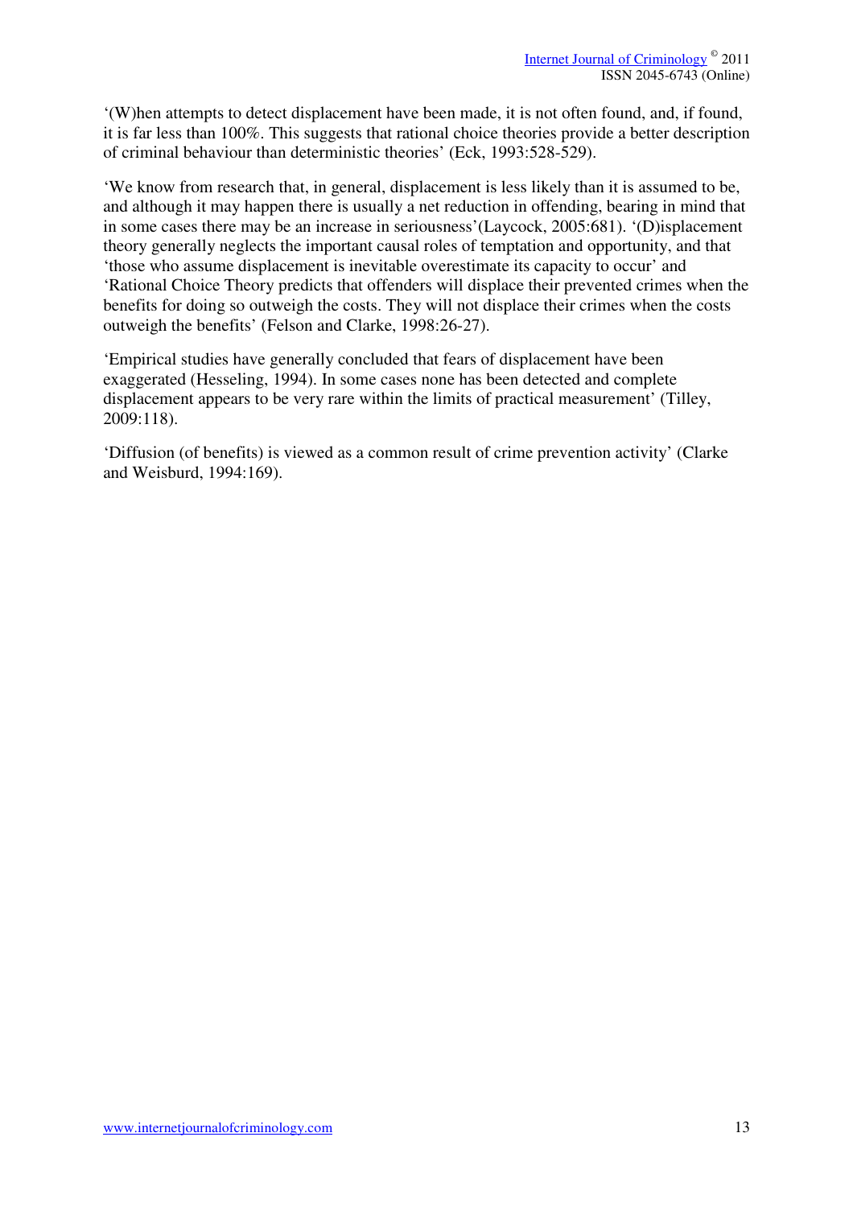‘(W)hen attempts to detect displacement have been made, it is not often found, and, if found, it is far less than 100%. This suggests that rational choice theories provide a better description of criminal behaviour than deterministic theories’ (Eck, 1993:528-529).

‘We know from research that, in general, displacement is less likely than it is assumed to be, and although it may happen there is usually a net reduction in offending, bearing in mind that in some cases there may be an increase in seriousness’(Laycock, 2005:681). ‘(D)isplacement theory generally neglects the important causal roles of temptation and opportunity, and that ‘those who assume displacement is inevitable overestimate its capacity to occur’ and ‘Rational Choice Theory predicts that offenders will displace their prevented crimes when the benefits for doing so outweigh the costs. They will not displace their crimes when the costs outweigh the benefits’ (Felson and Clarke, 1998:26-27).

‘Empirical studies have generally concluded that fears of displacement have been exaggerated (Hesseling, 1994). In some cases none has been detected and complete displacement appears to be very rare within the limits of practical measurement’ (Tilley, 2009:118).

‘Diffusion (of benefits) is viewed as a common result of crime prevention activity’ (Clarke and Weisburd, 1994:169).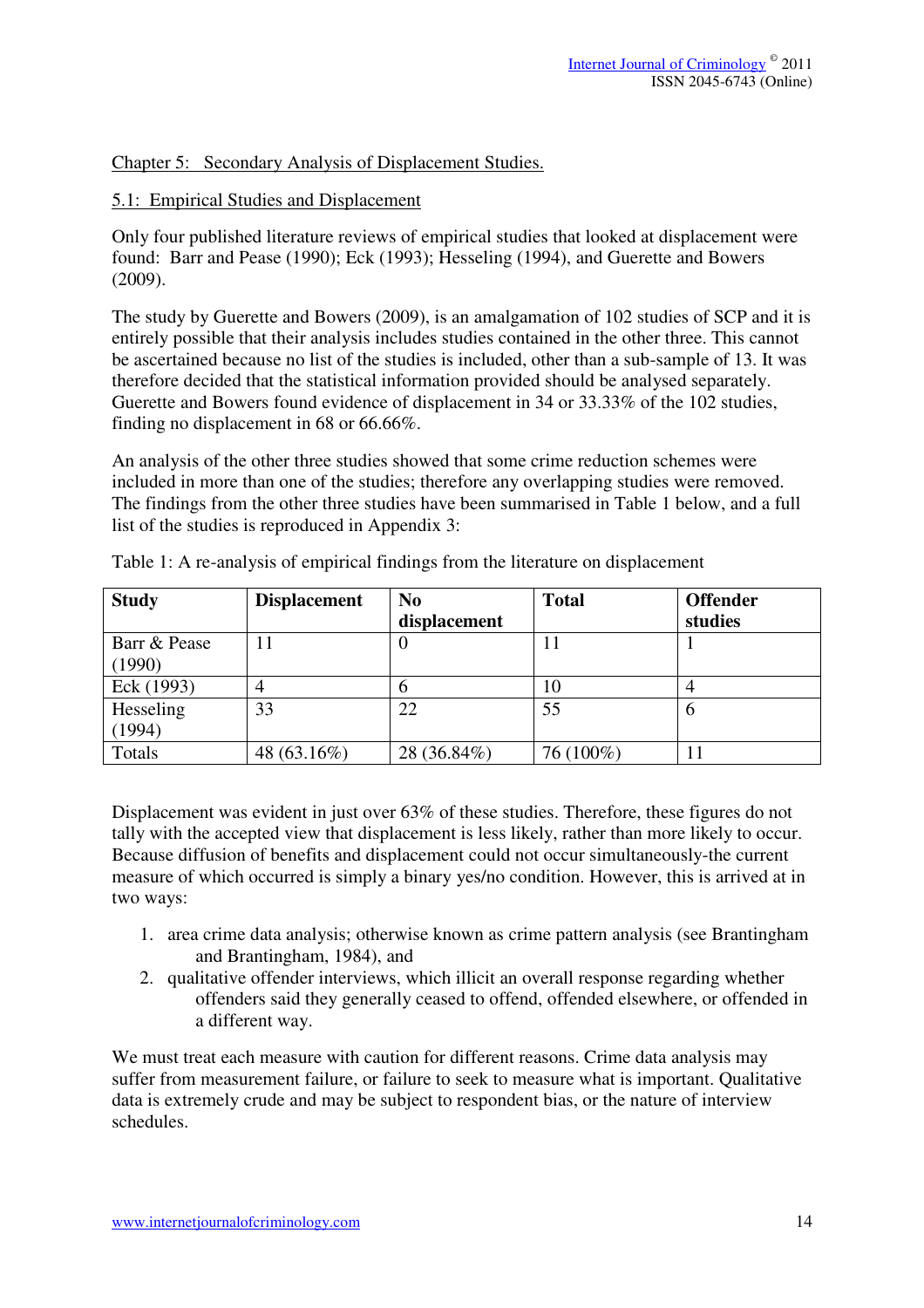## Chapter 5: Secondary Analysis of Displacement Studies.

### 5.1: Empirical Studies and Displacement

Only four published literature reviews of empirical studies that looked at displacement were found: Barr and Pease (1990); Eck (1993); Hesseling (1994), and Guerette and Bowers (2009).

The study by Guerette and Bowers (2009), is an amalgamation of 102 studies of SCP and it is entirely possible that their analysis includes studies contained in the other three. This cannot be ascertained because no list of the studies is included, other than a sub-sample of 13. It was therefore decided that the statistical information provided should be analysed separately. Guerette and Bowers found evidence of displacement in 34 or 33.33% of the 102 studies, finding no displacement in 68 or 66.66%.

An analysis of the other three studies showed that some crime reduction schemes were included in more than one of the studies; therefore any overlapping studies were removed. The findings from the other three studies have been summarised in Table 1 below, and a full list of the studies is reproduced in Appendix 3:

Table 1: A re-analysis of empirical findings from the literature on displacement

| Study | Displacement | No displacement | Total | Offender studies |
|---|---|---|---|---|
| Barr & Pease (1990) | 11 | 0 | 11 | 1 |
| Eck (1993) | 4 | 6 | 10 | 4 |
| Hesseling (1994) | 33 | 22 | 55 | 6 |
| Totals | 48 (63.16%) | 28 (36.84%) | 76 (100%) | 11 |

Displacement was evident in just over 63% of these studies. Therefore, these figures do not tally with the accepted view that displacement is less likely, rather than more likely to occur. Because diffusion of benefits and displacement could not occur simultaneously-the current measure of which occurred is simply a binary yes/no condition. However, this is arrived at in two ways:

1. area crime data analysis; otherwise known as crime pattern analysis (see Brantingham and Brantingham, 1984), and
2. qualitative offender interviews, which illicit an overall response regarding whether offenders said they generally ceased to offend, offended elsewhere, or offended in a different way.

We must treat each measure with caution for different reasons. Crime data analysis may suffer from measurement failure, or failure to seek to measure what is important. Qualitative data is extremely crude and may be subject to respondent bias, or the nature of interview schedules.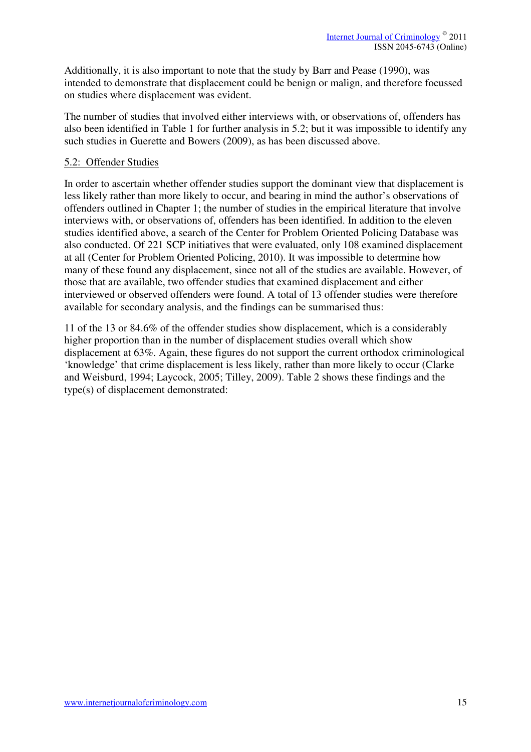Additionally, it is also important to note that the study by Barr and Pease (1990), was intended to demonstrate that displacement could be benign or malign, and therefore focussed on studies where displacement was evident.

The number of studies that involved either interviews with, or observations of, offenders has also been identified in Table 1 for further analysis in 5.2; but it was impossible to identify any such studies in Guerette and Bowers (2009), as has been discussed above.

## 5.2: Offender Studies

In order to ascertain whether offender studies support the dominant view that displacement is less likely rather than more likely to occur, and bearing in mind the author's observations of offenders outlined in Chapter 1; the number of studies in the empirical literature that involve interviews with, or observations of, offenders has been identified. In addition to the eleven studies identified above, a search of the Center for Problem Oriented Policing Database was also conducted. Of 221 SCP initiatives that were evaluated, only 108 examined displacement at all (Center for Problem Oriented Policing, 2010). It was impossible to determine how many of these found any displacement, since not all of the studies are available. However, of those that are available, two offender studies that examined displacement and either interviewed or observed offenders were found. A total of 13 offender studies were therefore available for secondary analysis, and the findings can be summarised thus:

11 of the 13 or 84.6% of the offender studies show displacement, which is a considerably higher proportion than in the number of displacement studies overall which show displacement at 63%. Again, these figures do not support the current orthodox criminological 'knowledge' that crime displacement is less likely, rather than more likely to occur (Clarke and Weisburd, 1994; Laycock, 2005; Tilley, 2009). Table 2 shows these findings and the type(s) of displacement demonstrated: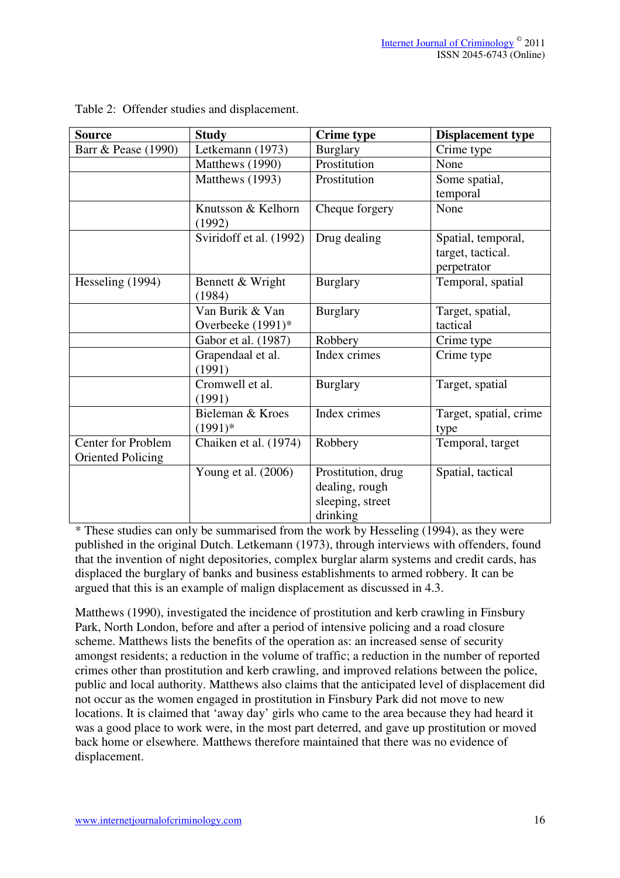Table 2: Offender studies and displacement.

| Source | Study | Crime type | Displacement type |
|---|---|---|---|
| Barr & Pease (1990) | Letkemann (1973) | Burglary | Crime type |
| | Matthews (1990) | Prostitution | None |
| | Matthews (1993) | Prostitution | Some spatial, temporal |
| | Knutsson & Kelhorn (1992) | Cheque forgery | None |
| | Sviridoff et al. (1992) | Drug dealing | Spatial, temporal, target, tactical. perpetrator |
| Hesseling (1994) | Bennett & Wright (1984) | Burglary | Temporal, spatial |
| | Van Burik & Van Overbeeke (1991)* | Burglary | Target, spatial, tactical |
| | Gabor et al. (1987) | Robbery | Crime type |
| | Grapendaal et al. (1991) | Index crimes | Crime type |
| | Cromwell et al. (1991) | Burglary | Target, spatial |
| | Bieleman & Kroes (1991)* | Index crimes | Target, spatial, crime type |
| Center for Problem Oriented Policing | Chaiken et al. (1974) | Robbery | Temporal, target |
| | Young et al. (2006) | Prostitution, drug dealing, rough sleeping, street drinking | Spatial, tactical |

* These studies can only be summarised from the work by Hesseling (1994), as they were published in the original Dutch. Letkemann (1973), through interviews with offenders, found that the invention of night depositories, complex burglar alarm systems and credit cards, has displaced the burglary of banks and business establishments to armed robbery. It can be argued that this is an example of malign displacement as discussed in 4.3.

Matthews (1990), investigated the incidence of prostitution and kerb crawling in Finsbury Park, North London, before and after a period of intensive policing and a road closure scheme. Matthews lists the benefits of the operation as: an increased sense of security amongst residents; a reduction in the volume of traffic; a reduction in the number of reported crimes other than prostitution and kerb crawling, and improved relations between the police, public and local authority. Matthews also claims that the anticipated level of displacement did not occur as the women engaged in prostitution in Finsbury Park did not move to new locations. It is claimed that 'away day' girls who came to the area because they had heard it was a good place to work were, in the most part deterred, and gave up prostitution or moved back home or elsewhere. Matthews therefore maintained that there was no evidence of displacement.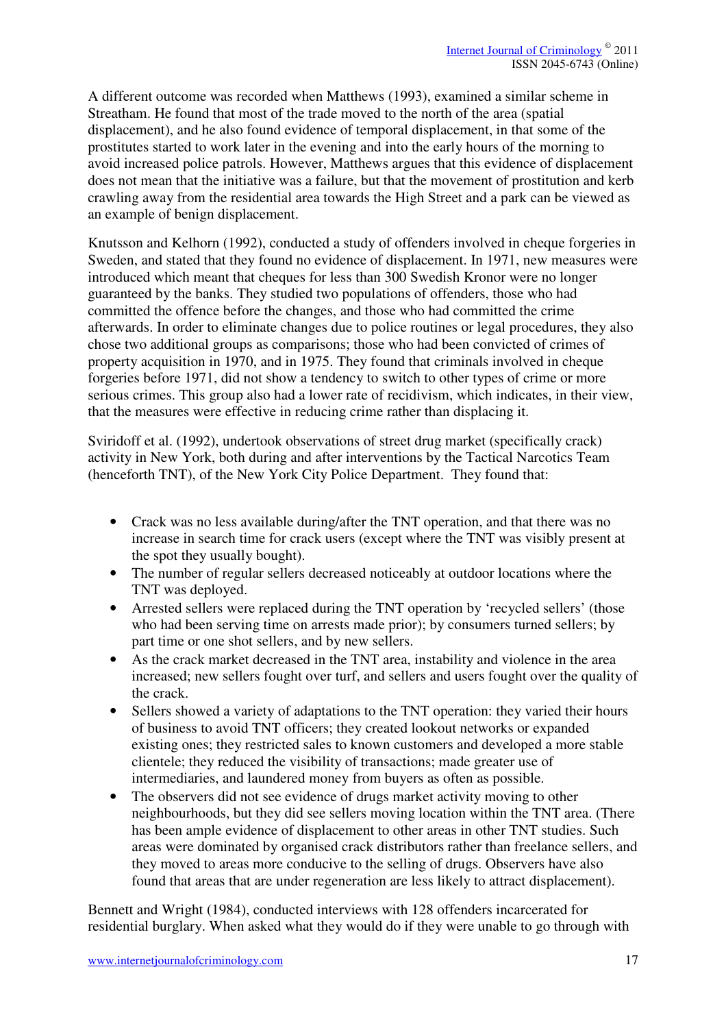A different outcome was recorded when Matthews (1993), examined a similar scheme in Streatham. He found that most of the trade moved to the north of the area (spatial displacement), and he also found evidence of temporal displacement, in that some of the prostitutes started to work later in the evening and into the early hours of the morning to avoid increased police patrols. However, Matthews argues that this evidence of displacement does not mean that the initiative was a failure, but that the movement of prostitution and kerb crawling away from the residential area towards the High Street and a park can be viewed as an example of benign displacement.

Knutsson and Kelhorn (1992), conducted a study of offenders involved in cheque forgeries in Sweden, and stated that they found no evidence of displacement. In 1971, new measures were introduced which meant that cheques for less than 300 Swedish Kronor were no longer guaranteed by the banks. They studied two populations of offenders, those who had committed the offence before the changes, and those who had committed the crime afterwards. In order to eliminate changes due to police routines or legal procedures, they also chose two additional groups as comparisons; those who had been convicted of crimes of property acquisition in 1970, and in 1975. They found that criminals involved in cheque forgeries before 1971, did not show a tendency to switch to other types of crime or more serious crimes. This group also had a lower rate of recidivism, which indicates, in their view, that the measures were effective in reducing crime rather than displacing it.

Sviridoff et al. (1992), undertook observations of street drug market (specifically crack) activity in New York, both during and after interventions by the Tactical Narcotics Team (henceforth TNT), of the New York City Police Department. They found that:

- Crack was no less available during/after the TNT operation, and that there was no increase in search time for crack users (except where the TNT was visibly present at the spot they usually bought).
- The number of regular sellers decreased noticeably at outdoor locations where the TNT was deployed.
- Arrested sellers were replaced during the TNT operation by 'recycled sellers' (those who had been serving time on arrests made prior); by consumers turned sellers; by part time or one shot sellers, and by new sellers.
- As the crack market decreased in the TNT area, instability and violence in the area increased; new sellers fought over turf, and sellers and users fought over the quality of the crack.
- Sellers showed a variety of adaptations to the TNT operation: they varied their hours of business to avoid TNT officers; they created lookout networks or expanded existing ones; they restricted sales to known customers and developed a more stable clientele; they reduced the visibility of transactions; made greater use of intermediaries, and laundered money from buyers as often as possible.
- The observers did not see evidence of drugs market activity moving to other neighbourhoods, but they did see sellers moving location within the TNT area. (There has been ample evidence of displacement to other areas in other TNT studies. Such areas were dominated by organised crack distributors rather than freelance sellers, and they moved to areas more conducive to the selling of drugs. Observers have also found that areas that are under regeneration are less likely to attract displacement).

Bennett and Wright (1984), conducted interviews with 128 offenders incarcerated for residential burglary. When asked what they would do if they were unable to go through with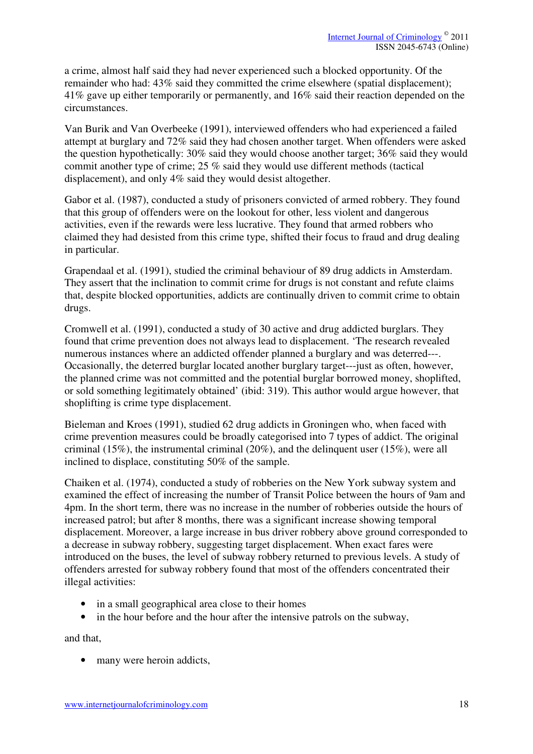a crime, almost half said they had never experienced such a blocked opportunity. Of the remainder who had: 43% said they committed the crime elsewhere (spatial displacement); 41% gave up either temporarily or permanently, and 16% said their reaction depended on the circumstances.

Van Burik and Van Overbeeke (1991), interviewed offenders who had experienced a failed attempt at burglary and 72% said they had chosen another target. When offenders were asked the question hypothetically: 30% said they would choose another target; 36% said they would commit another type of crime; 25 % said they would use different methods (tactical displacement), and only 4% said they would desist altogether.

Gabor et al. (1987), conducted a study of prisoners convicted of armed robbery. They found that this group of offenders were on the lookout for other, less violent and dangerous activities, even if the rewards were less lucrative. They found that armed robbers who claimed they had desisted from this crime type, shifted their focus to fraud and drug dealing in particular.

Grapendaal et al. (1991), studied the criminal behaviour of 89 drug addicts in Amsterdam. They assert that the inclination to commit crime for drugs is not constant and refute claims that, despite blocked opportunities, addicts are continually driven to commit crime to obtain drugs.

Cromwell et al. (1991), conducted a study of 30 active and drug addicted burglars. They found that crime prevention does not always lead to displacement. 'The research revealed numerous instances where an addicted offender planned a burglary and was deterred---. Occasionally, the deterred burglar located another burglary target---just as often, however, the planned crime was not committed and the potential burglar borrowed money, shoplifted, or sold something legitimately obtained' (ibid: 319). This author would argue however, that shoplifting is crime type displacement.

Bieleman and Kroes (1991), studied 62 drug addicts in Groningen who, when faced with crime prevention measures could be broadly categorised into 7 types of addict. The original criminal (15%), the instrumental criminal (20%), and the delinquent user (15%), were all inclined to displace, constituting 50% of the sample.

Chaiken et al. (1974), conducted a study of robberies on the New York subway system and examined the effect of increasing the number of Transit Police between the hours of 9am and 4pm. In the short term, there was no increase in the number of robberies outside the hours of increased patrol; but after 8 months, there was a significant increase showing temporal displacement. Moreover, a large increase in bus driver robbery above ground corresponded to a decrease in subway robbery, suggesting target displacement. When exact fares were introduced on the buses, the level of subway robbery returned to previous levels. A study of offenders arrested for subway robbery found that most of the offenders concentrated their illegal activities:

- in a small geographical area close to their homes
- in the hour before and the hour after the intensive patrols on the subway,

and that,

- many were heroin addicts,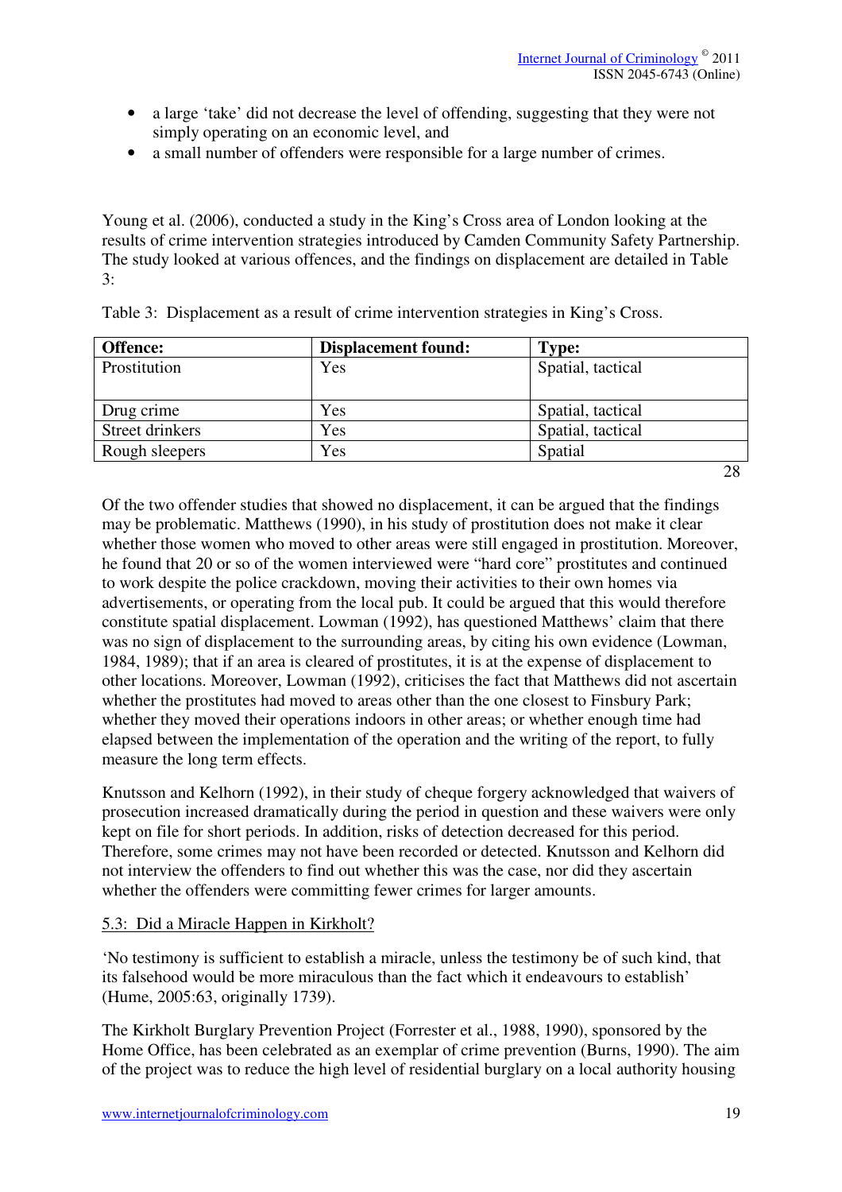- a large 'take' did not decrease the level of offending, suggesting that they were not simply operating on an economic level, and
- a small number of offenders were responsible for a large number of crimes.

Young et al. (2006), conducted a study in the King's Cross area of London looking at the results of crime intervention strategies introduced by Camden Community Safety Partnership. The study looked at various offences, and the findings on displacement are detailed in Table 3:

Table 3: Displacement as a result of crime intervention strategies in King's Cross.

| Offence: | Displacement found: | Type: |
|---|---|---|
| Prostitution | Yes | Spatial, tactical |
| Drug crime | Yes | Spatial, tactical |
| Street drinkers | Yes | Spatial, tactical |
| Rough sleepers | Yes | Spatial |

28

Of the two offender studies that showed no displacement, it can be argued that the findings may be problematic. Matthews (1990), in his study of prostitution does not make it clear whether those women who moved to other areas were still engaged in prostitution. Moreover, he found that 20 or so of the women interviewed were "hard core" prostitutes and continued to work despite the police crackdown, moving their activities to their own homes via advertisements, or operating from the local pub. It could be argued that this would therefore constitute spatial displacement. Lowman (1992), has questioned Matthews' claim that there was no sign of displacement to the surrounding areas, by citing his own evidence (Lowman, 1984, 1989); that if an area is cleared of prostitutes, it is at the expense of displacement to other locations. Moreover, Lowman (1992), criticises the fact that Matthews did not ascertain whether the prostitutes had moved to areas other than the one closest to Finsbury Park; whether they moved their operations indoors in other areas; or whether enough time had elapsed between the implementation of the operation and the writing of the report, to fully measure the long term effects.

Knutsson and Kelhorn (1992), in their study of cheque forgery acknowledged that waivers of prosecution increased dramatically during the period in question and these waivers were only kept on file for short periods. In addition, risks of detection decreased for this period. Therefore, some crimes may not have been recorded or detected. Knutsson and Kelhorn did not interview the offenders to find out whether this was the case, nor did they ascertain whether the offenders were committing fewer crimes for larger amounts.

## 5.3: Did a Miracle Happen in Kirkholt?

'No testimony is sufficient to establish a miracle, unless the testimony be of such kind, that its falsehood would be more miraculous than the fact which it endeavours to establish' (Hume, 2005:63, originally 1739).

The Kirkholt Burglary Prevention Project (Forrester et al., 1988, 1990), sponsored by the Home Office, has been celebrated as an exemplar of crime prevention (Burns, 1990). The aim of the project was to reduce the high level of residential burglary on a local authority housing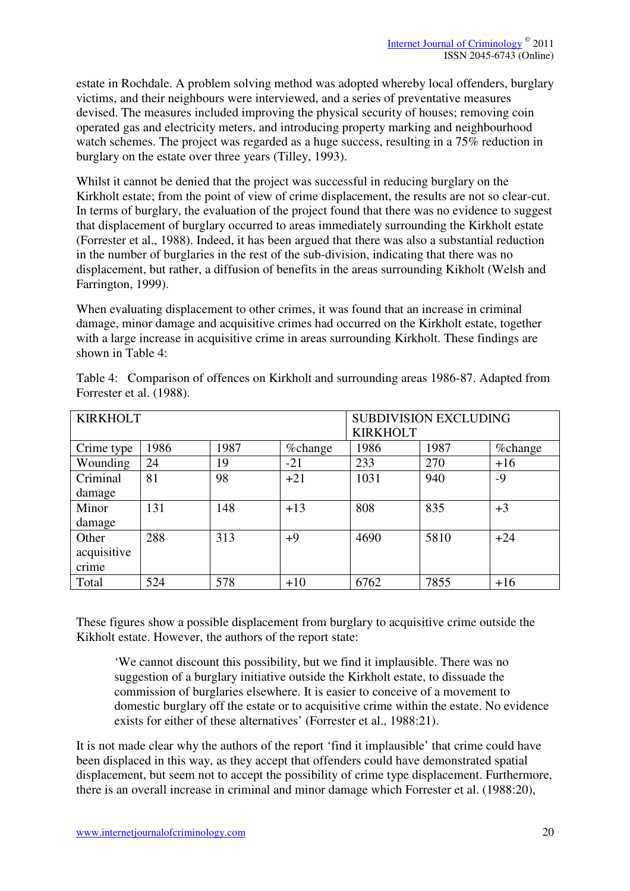estate in Rochdale. A problem solving method was adopted whereby local offenders, burglary victims, and their neighbours were interviewed, and a series of preventative measures devised. The measures included improving the physical security of houses; removing coin operated gas and electricity meters, and introducing property marking and neighbourhood watch schemes. The project was regarded as a huge success, resulting in a 75% reduction in burglary on the estate over three years (Tilley, 1993).

Whilst it cannot be denied that the project was successful in reducing burglary on the Kirkholt estate; from the point of view of crime displacement, the results are not so clear-cut. In terms of burglary, the evaluation of the project found that there was no evidence to suggest that displacement of burglary occurred to areas immediately surrounding the Kirkholt estate (Forrester et al., 1988). Indeed, it has been argued that there was also a substantial reduction in the number of burglaries in the rest of the sub-division, indicating that there was no displacement, but rather, a diffusion of benefits in the areas surrounding Kikholt (Welsh and Farrington, 1999).

When evaluating displacement to other crimes, it was found that an increase in criminal damage, minor damage and acquisitive crimes had occurred on the Kirkholt estate, together with a large increase in acquisitive crime in areas surrounding Kirkholt. These findings are shown in Table 4:

Table 4: Comparison of offences on Kirkholt and surrounding areas 1986-87. Adapted from Forrester et al. (1988).

| KIRKHOLT | | | | SUBDIVISION EXCLUDING KIRKHOLT | | |
|---|---|---|---|---|---|---|
| Crime type | 1986 | 1987 | %change | 1986 | 1987 | %change |
| Wounding | 24 | 19 | -21 | 233 | 270 | +16 |
| Criminal damage | 81 | 98 | +21 | 1031 | 940 | -9 |
| Minor damage | 131 | 148 | +13 | 808 | 835 | +3 |
| Other acquisitive crime | 288 | 313 | +9 | 4690 | 5810 | +24 |
| Total | 524 | 578 | +10 | 6762 | 7855 | +16 |

These figures show a possible displacement from burglary to acquisitive crime outside the Kikholt estate. However, the authors of the report state:

> 'We cannot discount this possibility, but we find it implausible. There was no suggestion of a burglary initiative outside the Kirkholt estate, to dissuade the commission of burglaries elsewhere. It is easier to conceive of a movement to domestic burglary off the estate or to acquisitive crime within the estate. No evidence exists for either of these alternatives' (Forrester et al., 1988:21).

It is not made clear why the authors of the report 'find it implausible' that crime could have been displaced in this way, as they accept that offenders could have demonstrated spatial displacement, but seem not to accept the possibility of crime type displacement. Furthermore, there is an overall increase in criminal and minor damage which Forrester et al. (1988:20),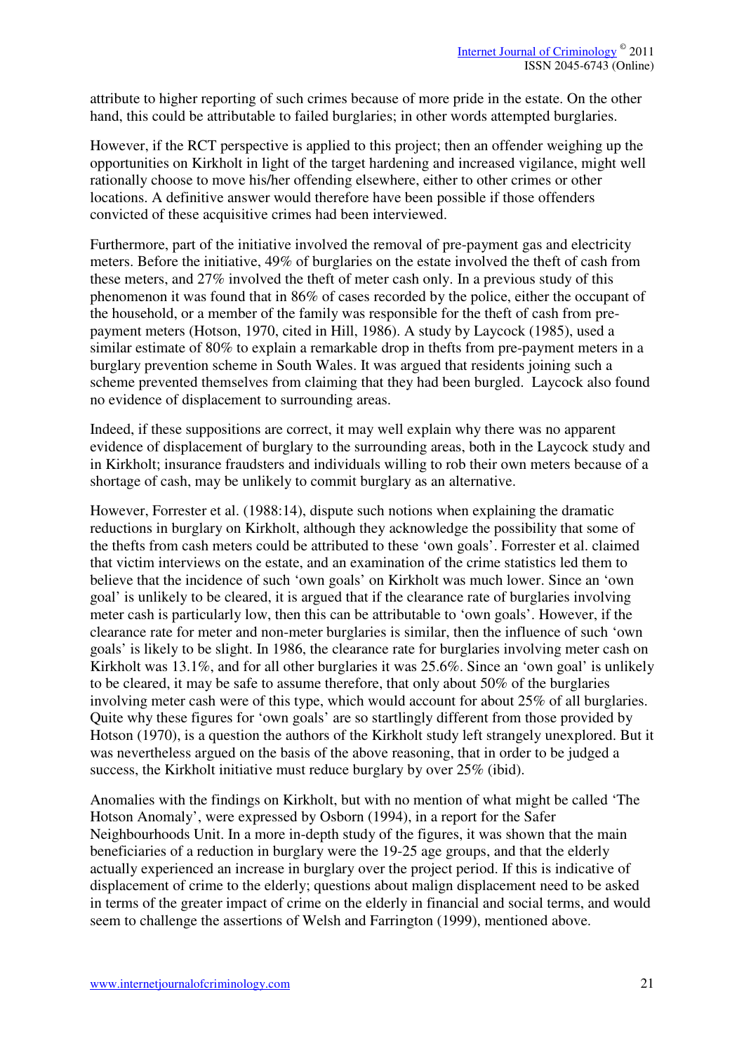attribute to higher reporting of such crimes because of more pride in the estate. On the other hand, this could be attributable to failed burglaries; in other words attempted burglaries.

However, if the RCT perspective is applied to this project; then an offender weighing up the opportunities on Kirkholt in light of the target hardening and increased vigilance, might well rationally choose to move his/her offending elsewhere, either to other crimes or other locations. A definitive answer would therefore have been possible if those offenders convicted of these acquisitive crimes had been interviewed.

Furthermore, part of the initiative involved the removal of pre-payment gas and electricity meters. Before the initiative, 49% of burglaries on the estate involved the theft of cash from these meters, and 27% involved the theft of meter cash only. In a previous study of this phenomenon it was found that in 86% of cases recorded by the police, either the occupant of the household, or a member of the family was responsible for the theft of cash from pre-payment meters (Hotson, 1970, cited in Hill, 1986). A study by Laycock (1985), used a similar estimate of 80% to explain a remarkable drop in thefts from pre-payment meters in a burglary prevention scheme in South Wales. It was argued that residents joining such a scheme prevented themselves from claiming that they had been burgled. Laycock also found no evidence of displacement to surrounding areas.

Indeed, if these suppositions are correct, it may well explain why there was no apparent evidence of displacement of burglary to the surrounding areas, both in the Laycock study and in Kirkholt; insurance fraudsters and individuals willing to rob their own meters because of a shortage of cash, may be unlikely to commit burglary as an alternative.

However, Forrester et al. (1988:14), dispute such notions when explaining the dramatic reductions in burglary on Kirkholt, although they acknowledge the possibility that some of the thefts from cash meters could be attributed to these 'own goals'. Forrester et al. claimed that victim interviews on the estate, and an examination of the crime statistics led them to believe that the incidence of such 'own goals' on Kirkholt was much lower. Since an 'own goal' is unlikely to be cleared, it is argued that if the clearance rate of burglaries involving meter cash is particularly low, then this can be attributable to 'own goals'. However, if the clearance rate for meter and non-meter burglaries is similar, then the influence of such 'own goals' is likely to be slight. In 1986, the clearance rate for burglaries involving meter cash on Kirkholt was 13.1%, and for all other burglaries it was 25.6%. Since an 'own goal' is unlikely to be cleared, it may be safe to assume therefore, that only about 50% of the burglaries involving meter cash were of this type, which would account for about 25% of all burglaries. Quite why these figures for 'own goals' are so startlingly different from those provided by Hotson (1970), is a question the authors of the Kirkholt study left strangely unexplored. But it was nevertheless argued on the basis of the above reasoning, that in order to be judged a success, the Kirkholt initiative must reduce burglary by over 25% (ibid).

Anomalies with the findings on Kirkholt, but with no mention of what might be called 'The Hotson Anomaly', were expressed by Osborn (1994), in a report for the Safer Neighbourhoods Unit. In a more in-depth study of the figures, it was shown that the main beneficiaries of a reduction in burglary were the 19-25 age groups, and that the elderly actually experienced an increase in burglary over the project period. If this is indicative of displacement of crime to the elderly; questions about malign displacement need to be asked in terms of the greater impact of crime on the elderly in financial and social terms, and would seem to challenge the assertions of Welsh and Farrington (1999), mentioned above.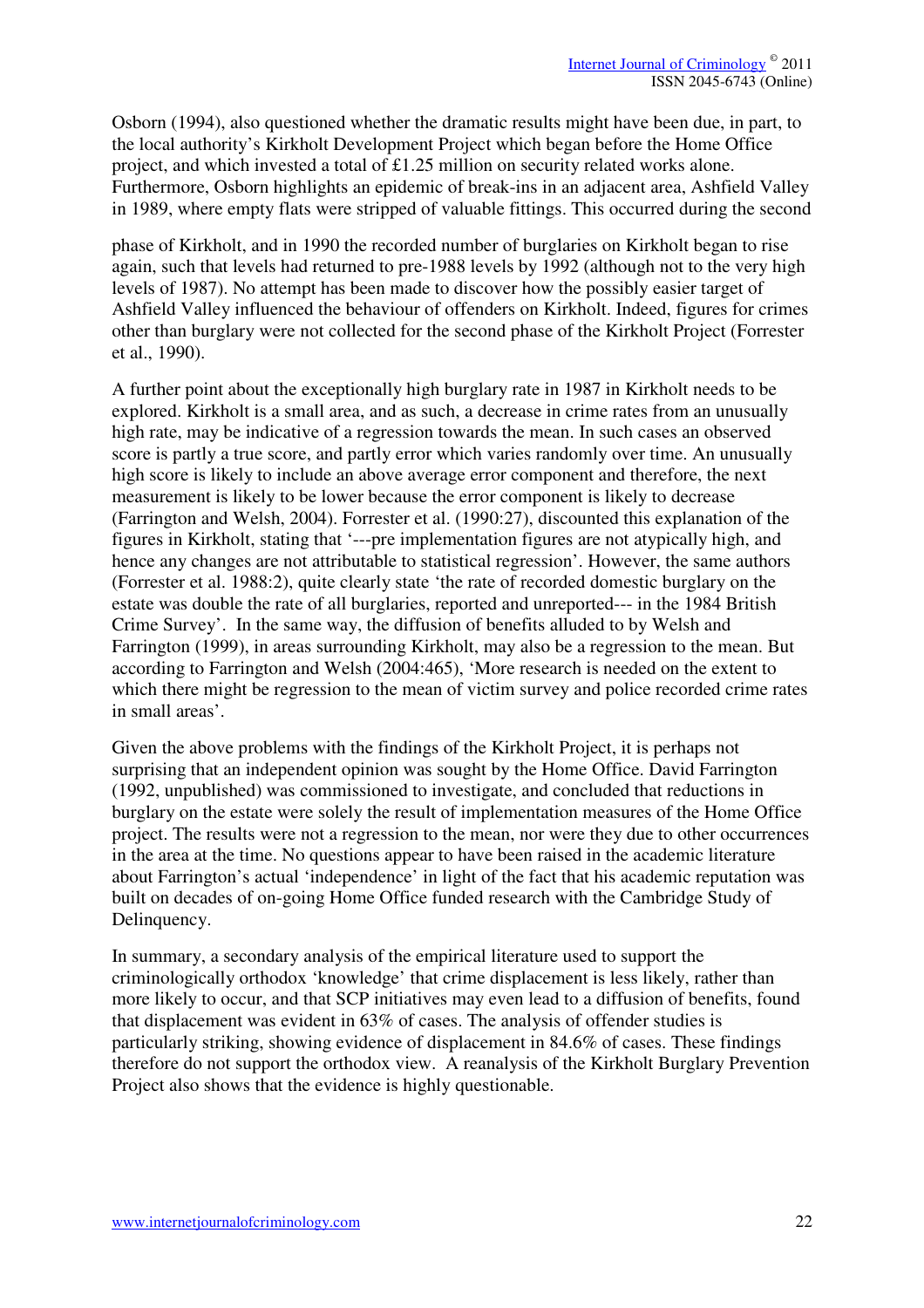Osborn (1994), also questioned whether the dramatic results might have been due, in part, to the local authority's Kirkholt Development Project which began before the Home Office project, and which invested a total of £1.25 million on security related works alone. Furthermore, Osborn highlights an epidemic of break-ins in an adjacent area, Ashfield Valley in 1989, where empty flats were stripped of valuable fittings. This occurred during the second phase of Kirkholt, and in 1990 the recorded number of burglaries on Kirkholt began to rise again, such that levels had returned to pre-1988 levels by 1992 (although not to the very high levels of 1987). No attempt has been made to discover how the possibly easier target of Ashfield Valley influenced the behaviour of offenders on Kirkholt. Indeed, figures for crimes other than burglary were not collected for the second phase of the Kirkholt Project (Forrester et al., 1990).

A further point about the exceptionally high burglary rate in 1987 in Kirkholt needs to be explored. Kirkholt is a small area, and as such, a decrease in crime rates from an unusually high rate, may be indicative of a regression towards the mean. In such cases an observed score is partly a true score, and partly error which varies randomly over time. An unusually high score is likely to include an above average error component and therefore, the next measurement is likely to be lower because the error component is likely to decrease (Farrington and Welsh, 2004). Forrester et al. (1990:27), discounted this explanation of the figures in Kirkholt, stating that '---pre implementation figures are not atypically high, and hence any changes are not attributable to statistical regression'. However, the same authors (Forrester et al. 1988:2), quite clearly state 'the rate of recorded domestic burglary on the estate was double the rate of all burglaries, reported and unreported--- in the 1984 British Crime Survey'. In the same way, the diffusion of benefits alluded to by Welsh and Farrington (1999), in areas surrounding Kirkholt, may also be a regression to the mean. But according to Farrington and Welsh (2004:465), 'More research is needed on the extent to which there might be regression to the mean of victim survey and police recorded crime rates in small areas'.

Given the above problems with the findings of the Kirkholt Project, it is perhaps not surprising that an independent opinion was sought by the Home Office. David Farrington (1992, unpublished) was commissioned to investigate, and concluded that reductions in burglary on the estate were solely the result of implementation measures of the Home Office project. The results were not a regression to the mean, nor were they due to other occurrences in the area at the time. No questions appear to have been raised in the academic literature about Farrington's actual 'independence' in light of the fact that his academic reputation was built on decades of on-going Home Office funded research with the Cambridge Study of Delinquency.

In summary, a secondary analysis of the empirical literature used to support the criminologically orthodox 'knowledge' that crime displacement is less likely, rather than more likely to occur, and that SCP initiatives may even lead to a diffusion of benefits, found that displacement was evident in 63% of cases. The analysis of offender studies is particularly striking, showing evidence of displacement in 84.6% of cases. These findings therefore do not support the orthodox view. A reanalysis of the Kirkholt Burglary Prevention Project also shows that the evidence is highly questionable.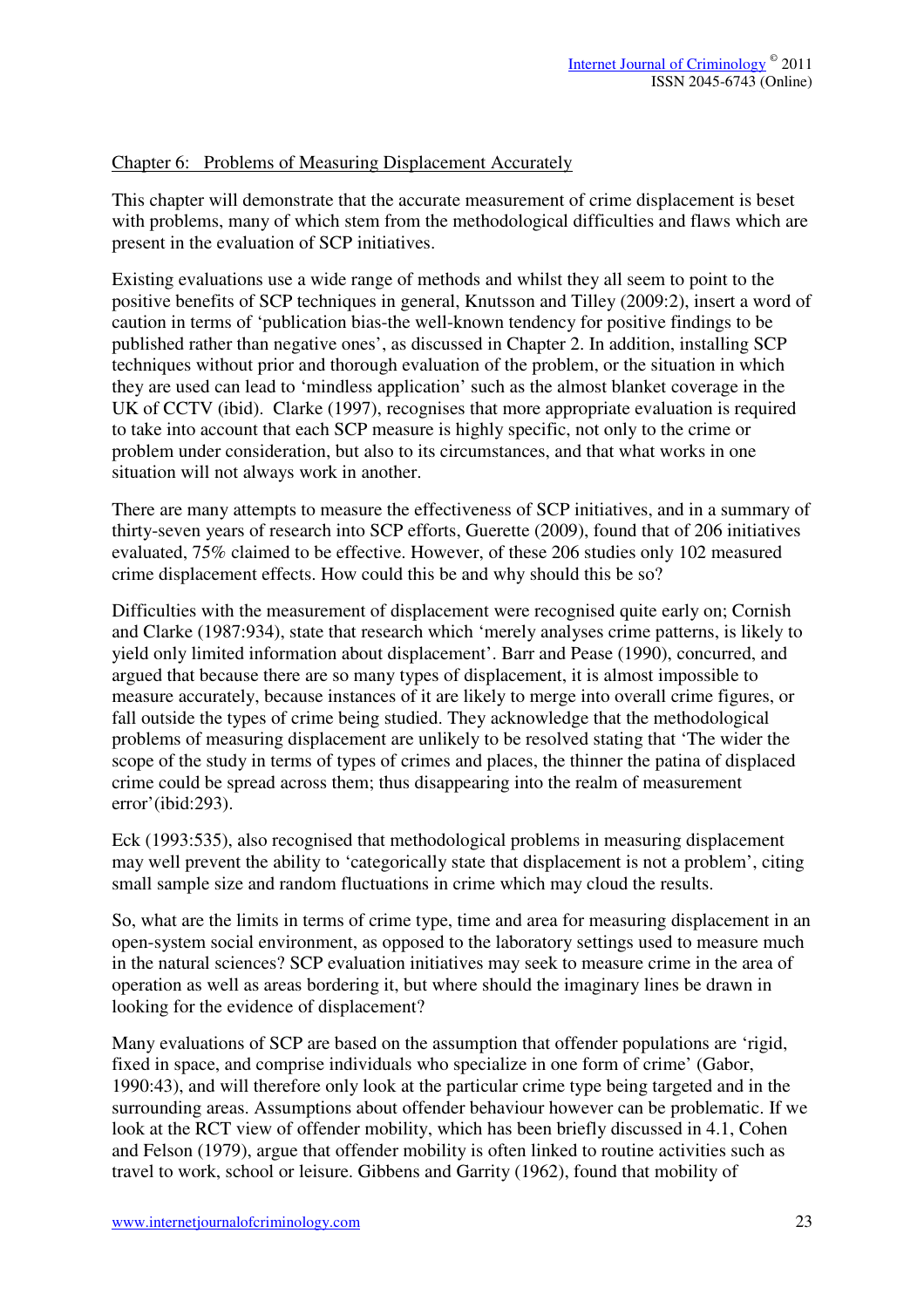## Chapter 6: Problems of Measuring Displacement Accurately

This chapter will demonstrate that the accurate measurement of crime displacement is beset with problems, many of which stem from the methodological difficulties and flaws which are present in the evaluation of SCP initiatives.

Existing evaluations use a wide range of methods and whilst they all seem to point to the positive benefits of SCP techniques in general, Knutsson and Tilley (2009:2), insert a word of caution in terms of 'publication bias-the well-known tendency for positive findings to be published rather than negative ones', as discussed in Chapter 2. In addition, installing SCP techniques without prior and thorough evaluation of the problem, or the situation in which they are used can lead to 'mindless application' such as the almost blanket coverage in the UK of CCTV (ibid). Clarke (1997), recognises that more appropriate evaluation is required to take into account that each SCP measure is highly specific, not only to the crime or problem under consideration, but also to its circumstances, and that what works in one situation will not always work in another.

There are many attempts to measure the effectiveness of SCP initiatives, and in a summary of thirty-seven years of research into SCP efforts, Guerette (2009), found that of 206 initiatives evaluated, 75% claimed to be effective. However, of these 206 studies only 102 measured crime displacement effects. How could this be and why should this be so?

Difficulties with the measurement of displacement were recognised quite early on; Cornish and Clarke (1987:934), state that research which 'merely analyses crime patterns, is likely to yield only limited information about displacement'. Barr and Pease (1990), concurred, and argued that because there are so many types of displacement, it is almost impossible to measure accurately, because instances of it are likely to merge into overall crime figures, or fall outside the types of crime being studied. They acknowledge that the methodological problems of measuring displacement are unlikely to be resolved stating that 'The wider the scope of the study in terms of types of crimes and places, the thinner the patina of displaced crime could be spread across them; thus disappearing into the realm of measurement error'(ibid:293).

Eck (1993:535), also recognised that methodological problems in measuring displacement may well prevent the ability to 'categorically state that displacement is not a problem', citing small sample size and random fluctuations in crime which may cloud the results.

So, what are the limits in terms of crime type, time and area for measuring displacement in an open-system social environment, as opposed to the laboratory settings used to measure much in the natural sciences? SCP evaluation initiatives may seek to measure crime in the area of operation as well as areas bordering it, but where should the imaginary lines be drawn in looking for the evidence of displacement?

Many evaluations of SCP are based on the assumption that offender populations are 'rigid, fixed in space, and comprise individuals who specialize in one form of crime' (Gabor, 1990:43), and will therefore only look at the particular crime type being targeted and in the surrounding areas. Assumptions about offender behaviour however can be problematic. If we look at the RCT view of offender mobility, which has been briefly discussed in 4.1, Cohen and Felson (1979), argue that offender mobility is often linked to routine activities such as travel to work, school or leisure. Gibbens and Garrity (1962), found that mobility of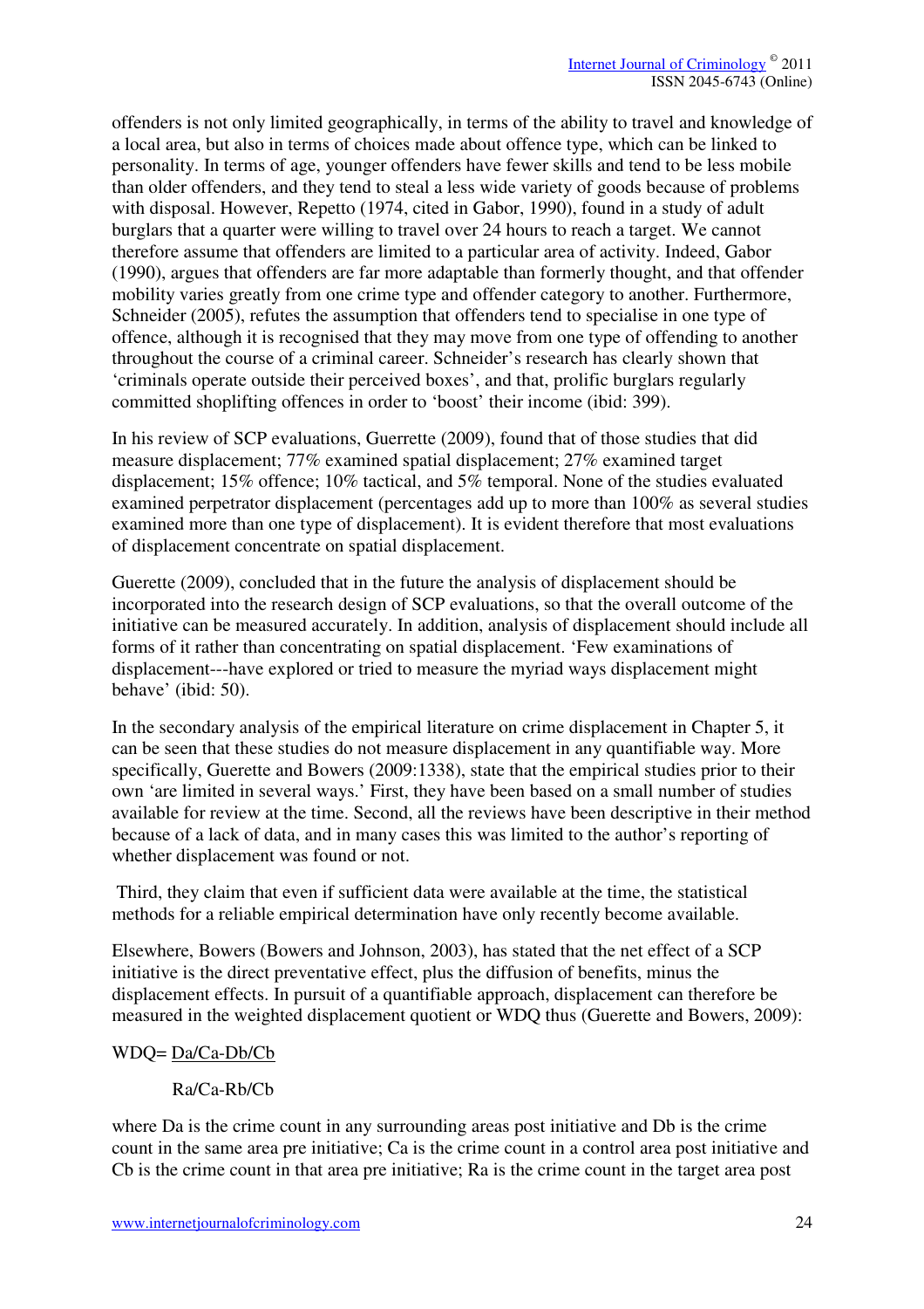offenders is not only limited geographically, in terms of the ability to travel and knowledge of a local area, but also in terms of choices made about offence type, which can be linked to personality. In terms of age, younger offenders have fewer skills and tend to be less mobile than older offenders, and they tend to steal a less wide variety of goods because of problems with disposal. However, Repetto (1974, cited in Gabor, 1990), found in a study of adult burglars that a quarter were willing to travel over 24 hours to reach a target. We cannot therefore assume that offenders are limited to a particular area of activity. Indeed, Gabor (1990), argues that offenders are far more adaptable than formerly thought, and that offender mobility varies greatly from one crime type and offender category to another. Furthermore, Schneider (2005), refutes the assumption that offenders tend to specialise in one type of offence, although it is recognised that they may move from one type of offending to another throughout the course of a criminal career. Schneider's research has clearly shown that 'criminals operate outside their perceived boxes', and that, prolific burglars regularly committed shoplifting offences in order to 'boost' their income (ibid: 399).

In his review of SCP evaluations, Guerrette (2009), found that of those studies that did measure displacement; 77% examined spatial displacement; 27% examined target displacement; 15% offence; 10% tactical, and 5% temporal. None of the studies evaluated examined perpetrator displacement (percentages add up to more than 100% as several studies examined more than one type of displacement). It is evident therefore that most evaluations of displacement concentrate on spatial displacement.

Guerette (2009), concluded that in the future the analysis of displacement should be incorporated into the research design of SCP evaluations, so that the overall outcome of the initiative can be measured accurately. In addition, analysis of displacement should include all forms of it rather than concentrating on spatial displacement. 'Few examinations of displacement---have explored or tried to measure the myriad ways displacement might behave' (ibid: 50).

In the secondary analysis of the empirical literature on crime displacement in Chapter 5, it can be seen that these studies do not measure displacement in any quantifiable way. More specifically, Guerette and Bowers (2009:1338), state that the empirical studies prior to their own 'are limited in several ways.' First, they have been based on a small number of studies available for review at the time. Second, all the reviews have been descriptive in their method because of a lack of data, and in many cases this was limited to the author's reporting of whether displacement was found or not.

Third, they claim that even if sufficient data were available at the time, the statistical methods for a reliable empirical determination have only recently become available.

Elsewhere, Bowers (Bowers and Johnson, 2003), has stated that the net effect of a SCP initiative is the direct preventative effect, plus the diffusion of benefits, minus the displacement effects. In pursuit of a quantifiable approach, displacement can therefore be measured in the weighted displacement quotient or WDQ thus (Guerette and Bowers, 2009):

$$WDQ = \frac{Da/Ca - Db/Cb}{Ra/Ca - Rb/Cb}$$

where Da is the crime count in any surrounding areas post initiative and Db is the crime count in the same area pre initiative; Ca is the crime count in a control area post initiative and Cb is the crime count in that area pre initiative; Ra is the crime count in the target area post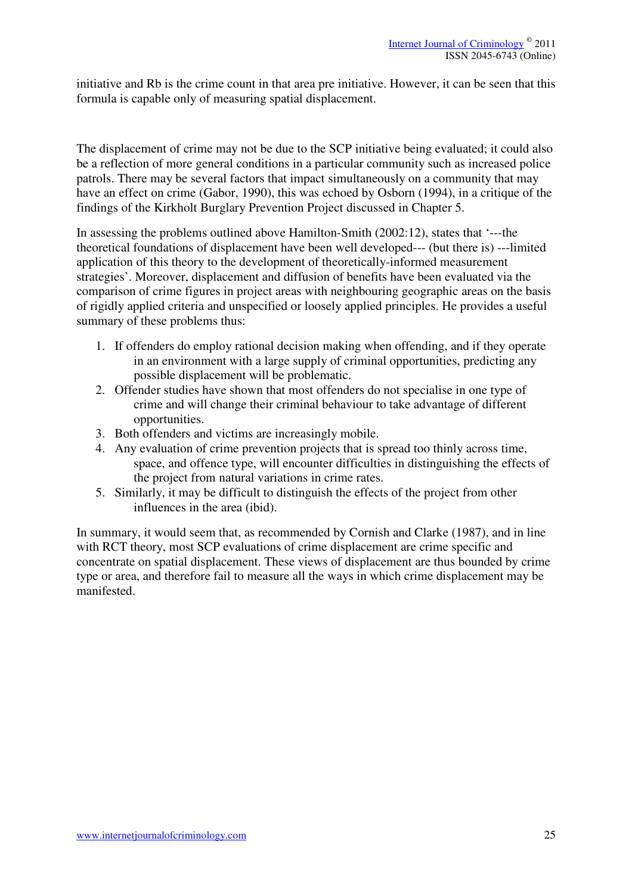initiative and Rb is the crime count in that area pre initiative. However, it can be seen that this formula is capable only of measuring spatial displacement.

The displacement of crime may not be due to the SCP initiative being evaluated; it could also be a reflection of more general conditions in a particular community such as increased police patrols. There may be several factors that impact simultaneously on a community that may have an effect on crime (Gabor, 1990), this was echoed by Osborn (1994), in a critique of the findings of the Kirkholt Burglary Prevention Project discussed in Chapter 5.

In assessing the problems outlined above Hamilton-Smith (2002:12), states that '---the theoretical foundations of displacement have been well developed--- (but there is) ---limited application of this theory to the development of theoretically-informed measurement strategies'. Moreover, displacement and diffusion of benefits have been evaluated via the comparison of crime figures in project areas with neighbouring geographic areas on the basis of rigidly applied criteria and unspecified or loosely applied principles. He provides a useful summary of these problems thus:

1. If offenders do employ rational decision making when offending, and if they operate in an environment with a large supply of criminal opportunities, predicting any possible displacement will be problematic.
2. Offender studies have shown that most offenders do not specialise in one type of crime and will change their criminal behaviour to take advantage of different opportunities.
3. Both offenders and victims are increasingly mobile.
4. Any evaluation of crime prevention projects that is spread too thinly across time, space, and offence type, will encounter difficulties in distinguishing the effects of the project from natural variations in crime rates.
5. Similarly, it may be difficult to distinguish the effects of the project from other influences in the area (ibid).

In summary, it would seem that, as recommended by Cornish and Clarke (1987), and in line with RCT theory, most SCP evaluations of crime displacement are crime specific and concentrate on spatial displacement. These views of displacement are thus bounded by crime type or area, and therefore fail to measure all the ways in which crime displacement may be manifested.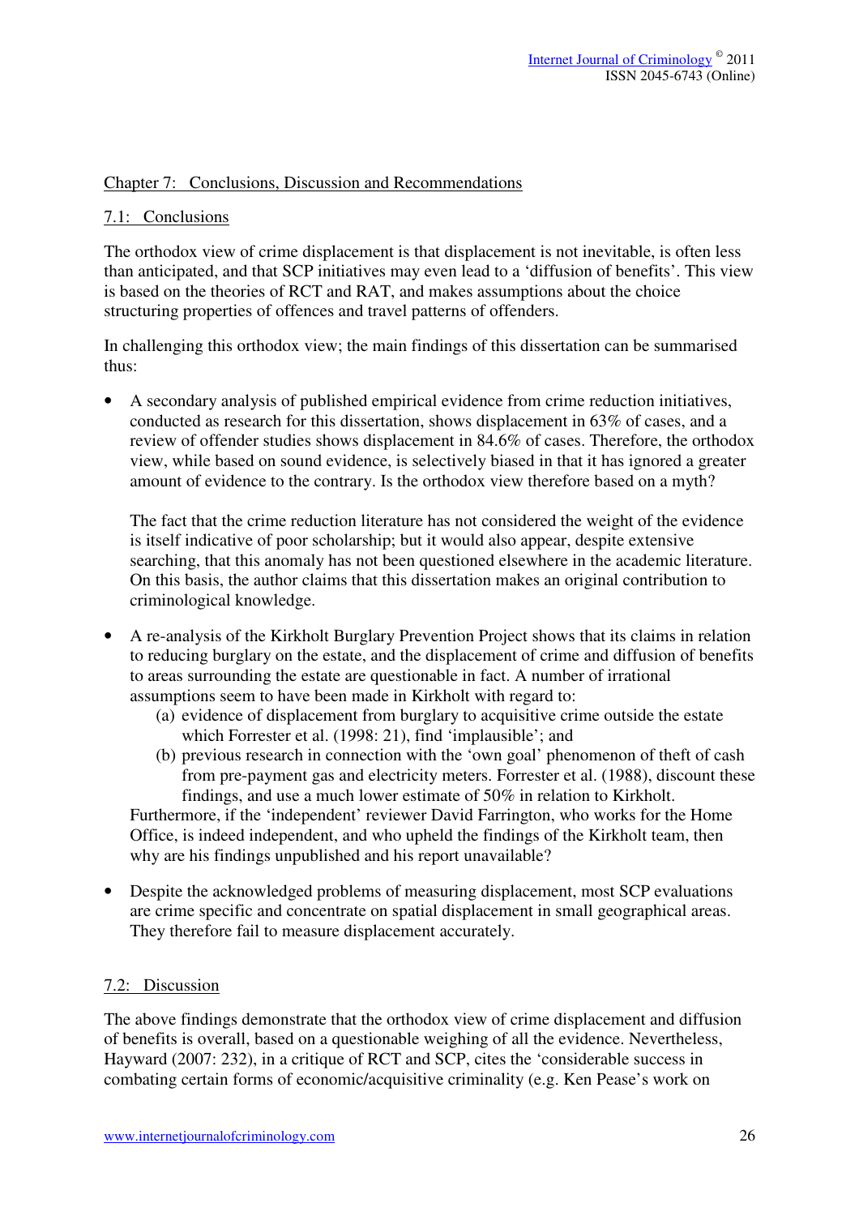## Chapter 7: Conclusions, Discussion and Recommendations

### 7.1: Conclusions

The orthodox view of crime displacement is that displacement is not inevitable, is often less than anticipated, and that SCP initiatives may even lead to a 'diffusion of benefits'. This view is based on the theories of RCT and RAT, and makes assumptions about the choice structuring properties of offences and travel patterns of offenders.

In challenging this orthodox view; the main findings of this dissertation can be summarised thus:

- A secondary analysis of published empirical evidence from crime reduction initiatives, conducted as research for this dissertation, shows displacement in 63% of cases, and a review of offender studies shows displacement in 84.6% of cases. Therefore, the orthodox view, while based on sound evidence, is selectively biased in that it has ignored a greater amount of evidence to the contrary. Is the orthodox view therefore based on a myth?

  The fact that the crime reduction literature has not considered the weight of the evidence is itself indicative of poor scholarship; but it would also appear, despite extensive searching, that this anomaly has not been questioned elsewhere in the academic literature. On this basis, the author claims that this dissertation makes an original contribution to criminological knowledge.

- A re-analysis of the Kirkholt Burglary Prevention Project shows that its claims in relation to reducing burglary on the estate, and the displacement of crime and diffusion of benefits to areas surrounding the estate are questionable in fact. A number of irrational assumptions seem to have been made in Kirkholt with regard to:
  - (a) evidence of displacement from burglary to acquisitive crime outside the estate which Forrester et al. (1998: 21), find 'implausible'; and
  - (b) previous research in connection with the 'own goal' phenomenon of theft of cash from pre-payment gas and electricity meters. Forrester et al. (1988), discount these findings, and use a much lower estimate of 50% in relation to Kirkholt.

  Furthermore, if the 'independent' reviewer David Farrington, who works for the Home Office, is indeed independent, and who upheld the findings of the Kirkholt team, then why are his findings unpublished and his report unavailable?

- Despite the acknowledged problems of measuring displacement, most SCP evaluations are crime specific and concentrate on spatial displacement in small geographical areas. They therefore fail to measure displacement accurately.

### 7.2: Discussion

The above findings demonstrate that the orthodox view of crime displacement and diffusion of benefits is overall, based on a questionable weighing of all the evidence. Nevertheless, Hayward (2007: 232), in a critique of RCT and SCP, cites the 'considerable success in combating certain forms of economic/acquisitive criminality (e.g. Ken Pease's work on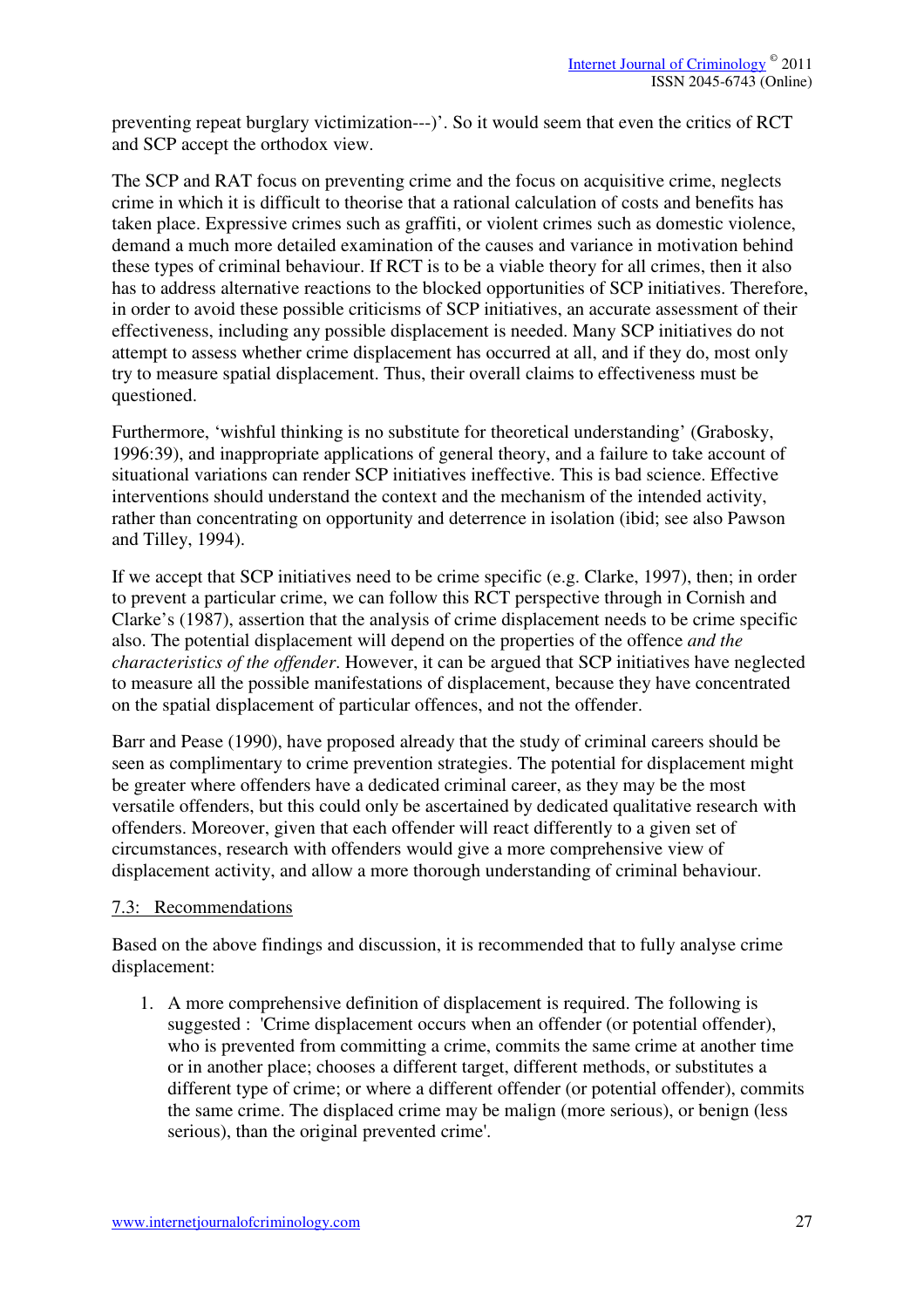preventing repeat burglary victimization---)'. So it would seem that even the critics of RCT and SCP accept the orthodox view.

The SCP and RAT focus on preventing crime and the focus on acquisitive crime, neglects crime in which it is difficult to theorise that a rational calculation of costs and benefits has taken place. Expressive crimes such as graffiti, or violent crimes such as domestic violence, demand a much more detailed examination of the causes and variance in motivation behind these types of criminal behaviour. If RCT is to be a viable theory for all crimes, then it also has to address alternative reactions to the blocked opportunities of SCP initiatives. Therefore, in order to avoid these possible criticisms of SCP initiatives, an accurate assessment of their effectiveness, including any possible displacement is needed. Many SCP initiatives do not attempt to assess whether crime displacement has occurred at all, and if they do, most only try to measure spatial displacement. Thus, their overall claims to effectiveness must be questioned.

Furthermore, 'wishful thinking is no substitute for theoretical understanding' (Grabosky, 1996:39), and inappropriate applications of general theory, and a failure to take account of situational variations can render SCP initiatives ineffective. This is bad science. Effective interventions should understand the context and the mechanism of the intended activity, rather than concentrating on opportunity and deterrence in isolation (ibid; see also Pawson and Tilley, 1994).

If we accept that SCP initiatives need to be crime specific (e.g. Clarke, 1997), then; in order to prevent a particular crime, we can follow this RCT perspective through in Cornish and Clarke's (1987), assertion that the analysis of crime displacement needs to be crime specific also. The potential displacement will depend on the properties of the offence *and the characteristics of the offender*. However, it can be argued that SCP initiatives have neglected to measure all the possible manifestations of displacement, because they have concentrated on the spatial displacement of particular offences, and not the offender.

Barr and Pease (1990), have proposed already that the study of criminal careers should be seen as complimentary to crime prevention strategies. The potential for displacement might be greater where offenders have a dedicated criminal career, as they may be the most versatile offenders, but this could only be ascertained by dedicated qualitative research with offenders. Moreover, given that each offender will react differently to a given set of circumstances, research with offenders would give a more comprehensive view of displacement activity, and allow a more thorough understanding of criminal behaviour.

### 7.3: Recommendations

Based on the above findings and discussion, it is recommended that to fully analyse crime displacement:

1. A more comprehensive definition of displacement is required. The following is suggested : 'Crime displacement occurs when an offender (or potential offender), who is prevented from committing a crime, commits the same crime at another time or in another place; chooses a different target, different methods, or substitutes a different type of crime; or where a different offender (or potential offender), commits the same crime. The displaced crime may be malign (more serious), or benign (less serious), than the original prevented crime'.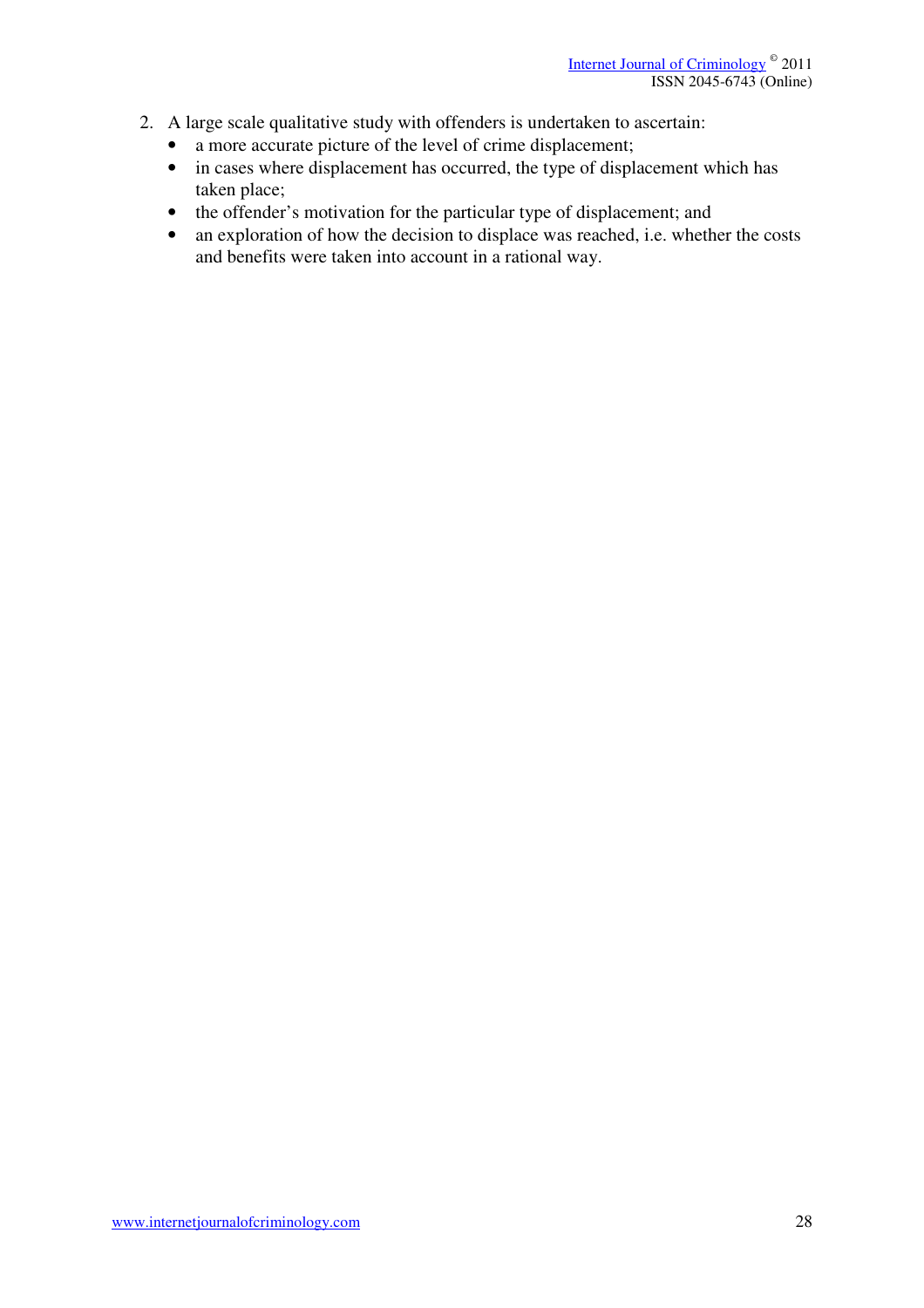2. A large scale qualitative study with offenders is undertaken to ascertain:
    - a more accurate picture of the level of crime displacement;
    - in cases where displacement has occurred, the type of displacement which has taken place;
    - the offender's motivation for the particular type of displacement; and
    - an exploration of how the decision to displace was reached, i.e. whether the costs and benefits were taken into account in a rational way.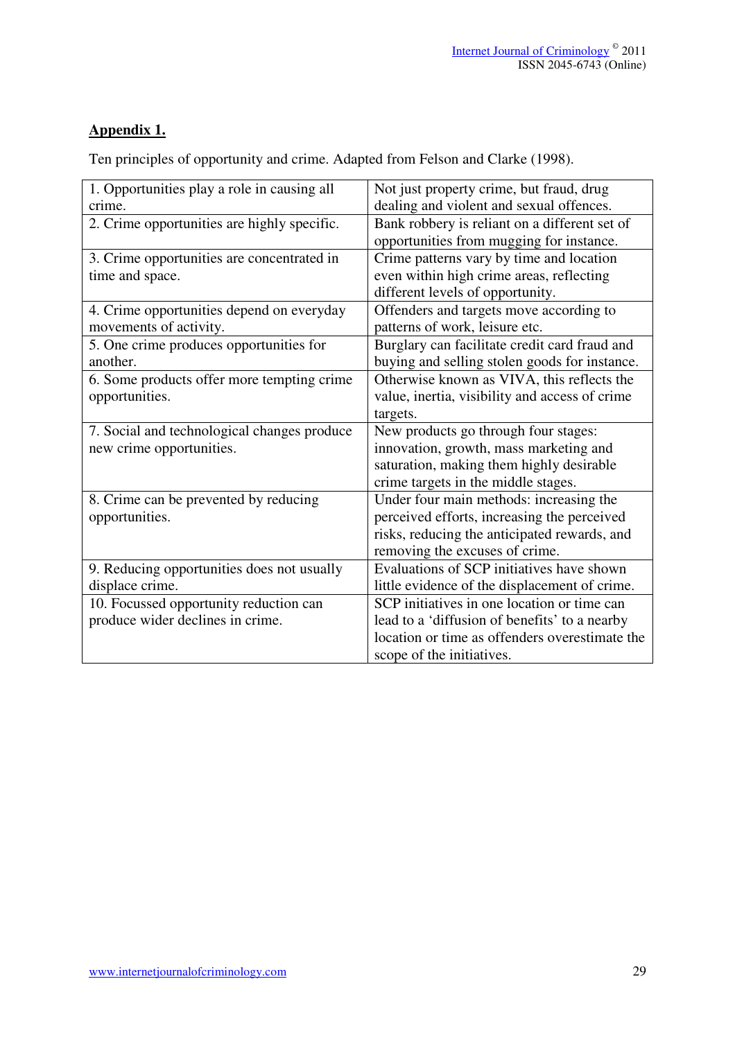## Appendix 1.

Ten principles of opportunity and crime. Adapted from Felson and Clarke (1998).

| | |
|---|---|
| 1. Opportunities play a role in causing all crime. | Not just property crime, but fraud, drug dealing and violent and sexual offences. |
| 2. Crime opportunities are highly specific. | Bank robbery is reliant on a different set of opportunities from mugging for instance. |
| 3. Crime opportunities are concentrated in time and space. | Crime patterns vary by time and location even within high crime areas, reflecting different levels of opportunity. |
| 4. Crime opportunities depend on everyday movements of activity. | Offenders and targets move according to patterns of work, leisure etc. |
| 5. One crime produces opportunities for another. | Burglary can facilitate credit card fraud and buying and selling stolen goods for instance. |
| 6. Some products offer more tempting crime opportunities. | Otherwise known as VIVA, this reflects the value, inertia, visibility and access of crime targets. |
| 7. Social and technological changes produce new crime opportunities. | New products go through four stages: innovation, growth, mass marketing and saturation, making them highly desirable crime targets in the middle stages. |
| 8. Crime can be prevented by reducing opportunities. | Under four main methods: increasing the perceived efforts, increasing the perceived risks, reducing the anticipated rewards, and removing the excuses of crime. |
| 9. Reducing opportunities does not usually displace crime. | Evaluations of SCP initiatives have shown little evidence of the displacement of crime. |
| 10. Focussed opportunity reduction can produce wider declines in crime. | SCP initiatives in one location or time can lead to a 'diffusion of benefits' to a nearby location or time as offenders overestimate the scope of the initiatives. |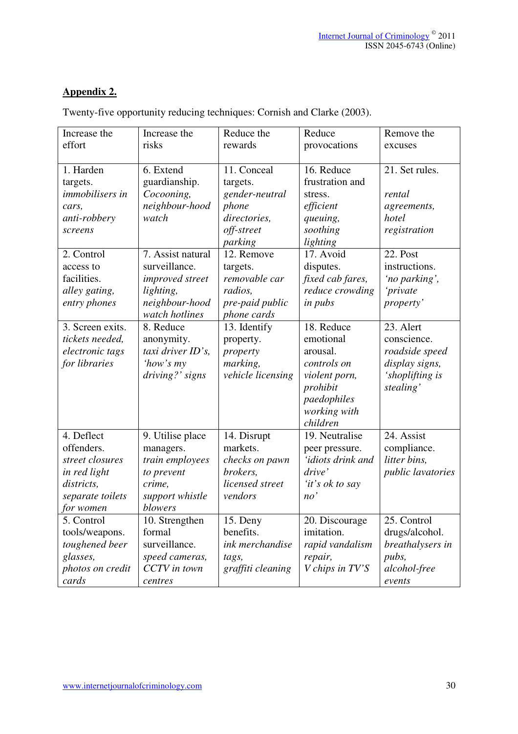## Appendix 2.

Twenty-five opportunity reducing techniques: Cornish and Clarke (2003).

| Increase the effort | Increase the risks | Reduce the rewards | Reduce provocations | Remove the excuses |
|---|---|---|---|---|
| 1. Harden targets. *immobilisers in cars, anti-robbery screens* | 6. Extend guardianship. *Cocooning, neighbour-hood watch* | 11. Conceal targets. *gender-neutral phone directories, off-street parking* | 16. Reduce frustration and stress. *efficient queuing, soothing lighting* | 21. Set rules. *rental agreements, hotel registration* |
| 2. Control access to facilities. *alley gating, entry phones* | 7. Assist natural surveillance. *improved street lighting, neighbour-hood watch hotlines* | 12. Remove targets. *removable car radios, pre-paid public phone cards* | 17. Avoid disputes. *fixed cab fares, reduce crowding in pubs* | 22. Post instructions. *'no parking', 'private property'* |
| 3. Screen exits. *tickets needed, electronic tags for libraries* | 8. Reduce anonymity. *taxi driver ID's, 'how's my driving?' signs* | 13. Identify property. *property marking, vehicle licensing* | 18. Reduce emotional arousal. *controls on violent porn, prohibit paedophiles working with children* | 23. Alert conscience. *roadside speed display signs, 'shoplifting is stealing'* |
| 4. Deflect offenders. *street closures in red light districts, separate toilets for women* | 9. Utilise place managers. *train employees to prevent crime, support whistle blowers* | 14. Disrupt markets. *checks on pawn brokers, licensed street vendors* | 19. Neutralise peer pressure. *'idiots drink and drive' 'it's ok to say no'* | 24. Assist compliance. *litter bins, public lavatories* |
| 5. Control tools/weapons. *toughened beer glasses, photos on credit cards* | 10. Strengthen formal surveillance. *speed cameras, CCTV in town centres* | 15. Deny benefits. *ink merchandise tags, graffiti cleaning* | 20. Discourage imitation. *rapid vandalism repair, V chips in TV'S* | 25. Control drugs/alcohol. *breathalysers in pubs, alcohol-free events* |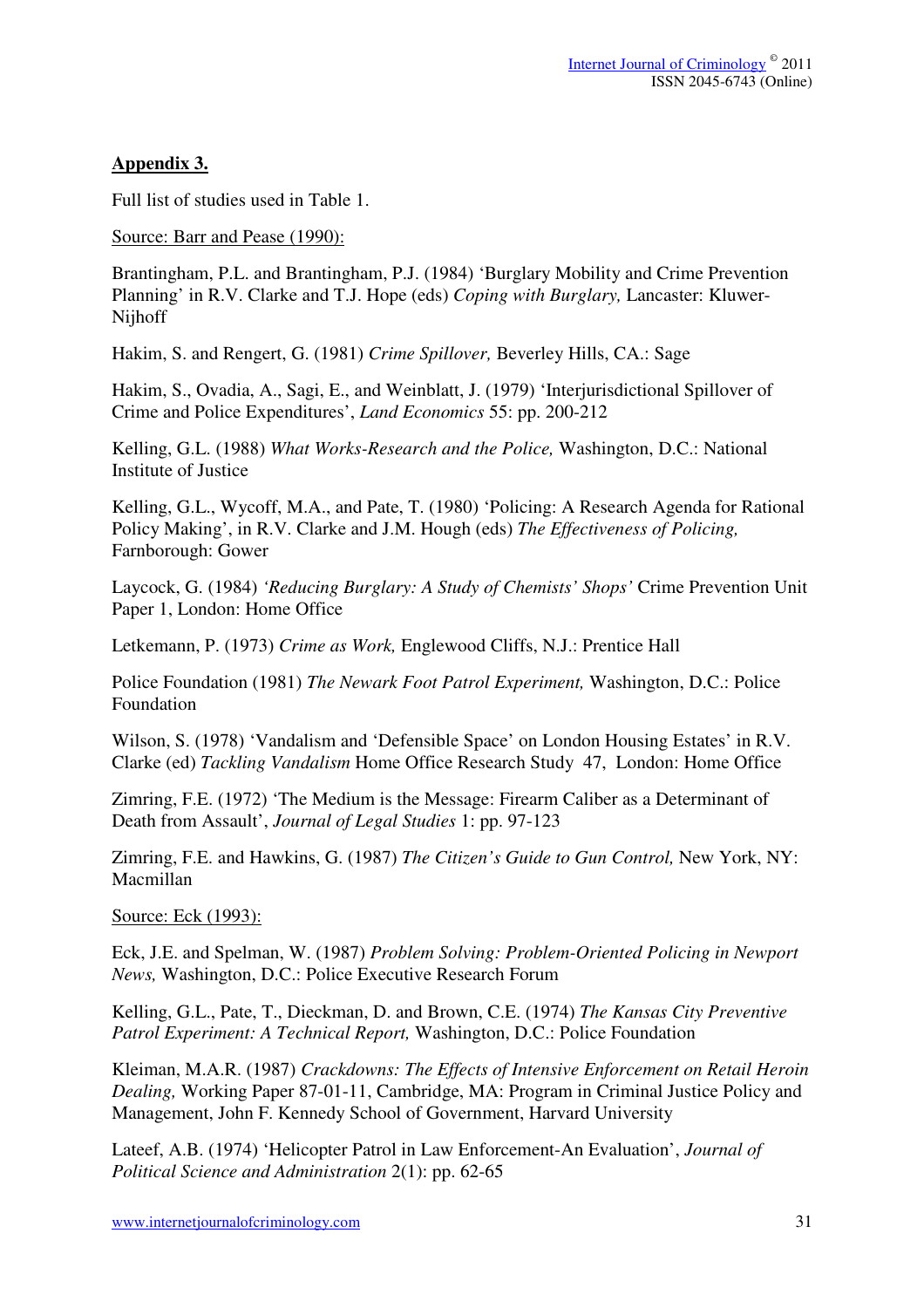**Appendix 3.**

Full list of studies used in Table 1.

Source: Barr and Pease (1990):

Brantingham, P.L. and Brantingham, P.J. (1984) 'Burglary Mobility and Crime Prevention Planning' in R.V. Clarke and T.J. Hope (eds) *Coping with Burglary,* Lancaster: Kluwer-Nijhoff

Hakim, S. and Rengert, G. (1981) *Crime Spillover,* Beverley Hills, CA.: Sage

Hakim, S., Ovadia, A., Sagi, E., and Weinblatt, J. (1979) 'Interjurisdictional Spillover of Crime and Police Expenditures', *Land Economics* 55: pp. 200-212

Kelling, G.L. (1988) *What Works-Research and the Police,* Washington, D.C.: National Institute of Justice

Kelling, G.L., Wycoff, M.A., and Pate, T. (1980) 'Policing: A Research Agenda for Rational Policy Making', in R.V. Clarke and J.M. Hough (eds) *The Effectiveness of Policing,* Farnborough: Gower

Laycock, G. (1984) *'Reducing Burglary: A Study of Chemists' Shops'* Crime Prevention Unit Paper 1, London: Home Office

Letkemann, P. (1973) *Crime as Work,* Englewood Cliffs, N.J.: Prentice Hall

Police Foundation (1981) *The Newark Foot Patrol Experiment,* Washington, D.C.: Police Foundation

Wilson, S. (1978) 'Vandalism and 'Defensible Space' on London Housing Estates' in R.V. Clarke (ed) *Tackling Vandalism* Home Office Research Study 47, London: Home Office

Zimring, F.E. (1972) 'The Medium is the Message: Firearm Caliber as a Determinant of Death from Assault', *Journal of Legal Studies* 1: pp. 97-123

Zimring, F.E. and Hawkins, G. (1987) *The Citizen's Guide to Gun Control,* New York, NY: Macmillan

Source: Eck (1993):

Eck, J.E. and Spelman, W. (1987) *Problem Solving: Problem-Oriented Policing in Newport News,* Washington, D.C.: Police Executive Research Forum

Kelling, G.L., Pate, T., Dieckman, D. and Brown, C.E. (1974) *The Kansas City Preventive Patrol Experiment: A Technical Report,* Washington, D.C.: Police Foundation

Kleiman, M.A.R. (1987) *Crackdowns: The Effects of Intensive Enforcement on Retail Heroin Dealing,* Working Paper 87-01-11, Cambridge, MA: Program in Criminal Justice Policy and Management, John F. Kennedy School of Government, Harvard University

Lateef, A.B. (1974) 'Helicopter Patrol in Law Enforcement-An Evaluation', *Journal of Political Science and Administration* 2(1): pp. 62-65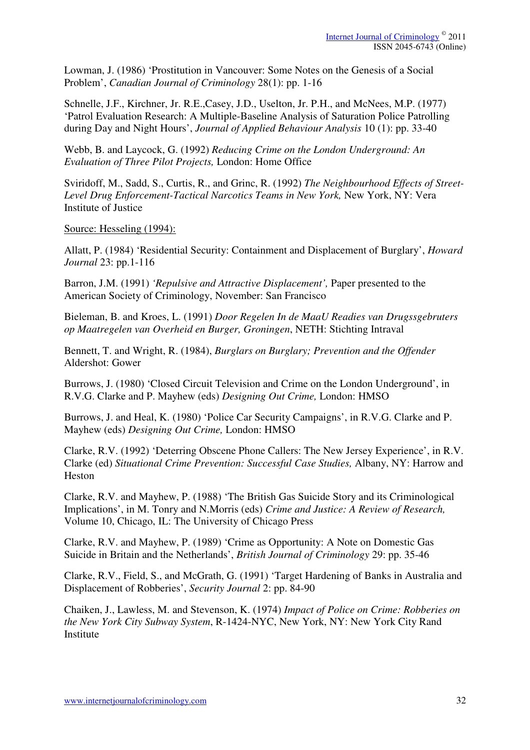Lowman, J. (1986) 'Prostitution in Vancouver: Some Notes on the Genesis of a Social Problem', *Canadian Journal of Criminology* 28(1): pp. 1-16

Schnelle, J.F., Kirchner, Jr. R.E.,Casey, J.D., Uselton, Jr. P.H., and McNees, M.P. (1977) 'Patrol Evaluation Research: A Multiple-Baseline Analysis of Saturation Police Patrolling during Day and Night Hours', *Journal of Applied Behaviour Analysis* 10 (1): pp. 33-40

Webb, B. and Laycock, G. (1992) *Reducing Crime on the London Underground: An Evaluation of Three Pilot Projects,* London: Home Office

Sviridoff, M., Sadd, S., Curtis, R., and Grinc, R. (1992) *The Neighbourhood Effects of Street-Level Drug Enforcement-Tactical Narcotics Teams in New York,* New York, NY: Vera Institute of Justice

Source: Hesseling (1994):

Allatt, P. (1984) 'Residential Security: Containment and Displacement of Burglary', *Howard Journal* 23: pp.1-116

Barron, J.M. (1991) *'Repulsive and Attractive Displacement',* Paper presented to the American Society of Criminology, November: San Francisco

Bieleman, B. and Kroes, L. (1991) *Door Regelen In de MaaU Readies van Drugssgebruters op Maatregelen van Overheid en Burger, Groningen*, NETH: Stichting Intraval

Bennett, T. and Wright, R. (1984), *Burglars on Burglary; Prevention and the Offender* Aldershot: Gower

Burrows, J. (1980) 'Closed Circuit Television and Crime on the London Underground', in R.V.G. Clarke and P. Mayhew (eds) *Designing Out Crime,* London: HMSO

Burrows, J. and Heal, K. (1980) 'Police Car Security Campaigns', in R.V.G. Clarke and P. Mayhew (eds) *Designing Out Crime,* London: HMSO

Clarke, R.V. (1992) 'Deterring Obscene Phone Callers: The New Jersey Experience', in R.V. Clarke (ed) *Situational Crime Prevention: Successful Case Studies,* Albany, NY: Harrow and Heston

Clarke, R.V. and Mayhew, P. (1988) 'The British Gas Suicide Story and its Criminological Implications', in M. Tonry and N.Morris (eds) *Crime and Justice: A Review of Research,* Volume 10, Chicago, IL: The University of Chicago Press

Clarke, R.V. and Mayhew, P. (1989) 'Crime as Opportunity: A Note on Domestic Gas Suicide in Britain and the Netherlands', *British Journal of Criminology* 29: pp. 35-46

Clarke, R.V., Field, S., and McGrath, G. (1991) 'Target Hardening of Banks in Australia and Displacement of Robberies', *Security Journal* 2: pp. 84-90

Chaiken, J., Lawless, M. and Stevenson, K. (1974) *Impact of Police on Crime: Robberies on the New York City Subway System*, R-1424-NYC, New York, NY: New York City Rand Institute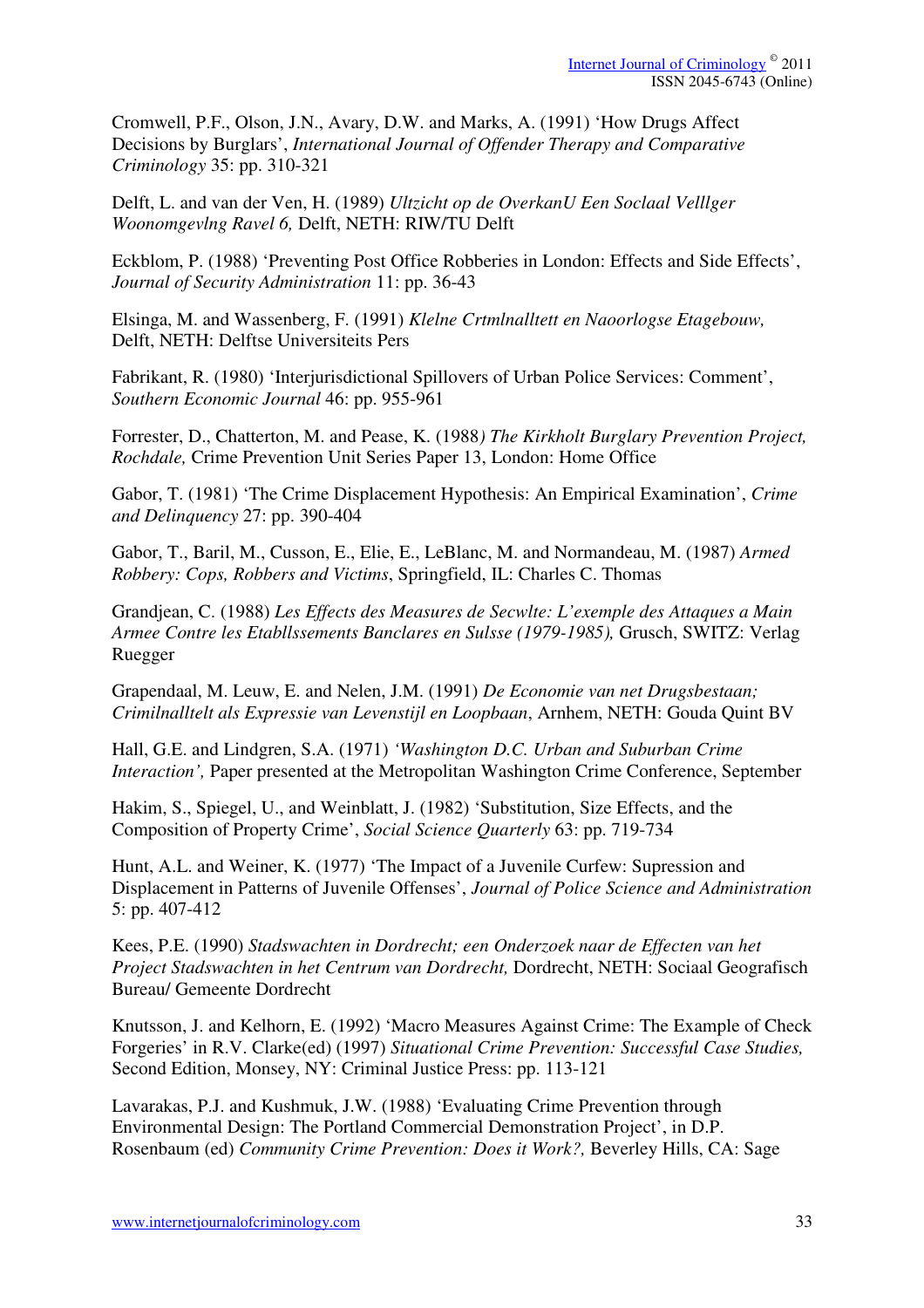Cromwell, P.F., Olson, J.N., Avary, D.W. and Marks, A. (1991) 'How Drugs Affect Decisions by Burglars', *International Journal of Offender Therapy and Comparative Criminology* 35: pp. 310-321

Delft, L. and van der Ven, H. (1989) *Ultzicht op de OverkanU Een Soclaal Velllger Woonomgevlng Ravel 6,* Delft, NETH: RIW/TU Delft

Eckblom, P. (1988) 'Preventing Post Office Robberies in London: Effects and Side Effects', *Journal of Security Administration* 11: pp. 36-43

Elsinga, M. and Wassenberg, F. (1991) *Klelne Crtmlnalltett en Naoorlogse Etagebouw,* Delft, NETH: Delftse Universiteits Pers

Fabrikant, R. (1980) 'Interjurisdictional Spillovers of Urban Police Services: Comment', *Southern Economic Journal* 46: pp. 955-961

Forrester, D., Chatterton, M. and Pease, K. (1988*) The Kirkholt Burglary Prevention Project, Rochdale,* Crime Prevention Unit Series Paper 13, London: Home Office

Gabor, T. (1981) 'The Crime Displacement Hypothesis: An Empirical Examination', *Crime and Delinquency* 27: pp. 390-404

Gabor, T., Baril, M., Cusson, E., Elie, E., LeBlanc, M. and Normandeau, M. (1987) *Armed Robbery: Cops, Robbers and Victims*, Springfield, IL: Charles C. Thomas

Grandjean, C. (1988) *Les Effects des Measures de Secwlte: L'exemple des Attaques a Main Armee Contre les Etabllssements Banclares en Sulsse (1979-1985),* Grusch, SWITZ: Verlag Ruegger

Grapendaal, M. Leuw, E. and Nelen, J.M. (1991) *De Economie van net Drugsbestaan; Crimilnalltelt als Expressie van Levenstijl en Loopbaan*, Arnhem, NETH: Gouda Quint BV

Hall, G.E. and Lindgren, S.A. (1971) *'Washington D.C. Urban and Suburban Crime Interaction',* Paper presented at the Metropolitan Washington Crime Conference, September

Hakim, S., Spiegel, U., and Weinblatt, J. (1982) 'Substitution, Size Effects, and the Composition of Property Crime', *Social Science Quarterly* 63: pp. 719-734

Hunt, A.L. and Weiner, K. (1977) 'The Impact of a Juvenile Curfew: Supression and Displacement in Patterns of Juvenile Offenses', *Journal of Police Science and Administration* 5: pp. 407-412

Kees, P.E. (1990) *Stadswachten in Dordrecht; een Onderzoek naar de Effecten van het Project Stadswachten in het Centrum van Dordrecht,* Dordrecht, NETH: Sociaal Geografisch Bureau/ Gemeente Dordrecht

Knutsson, J. and Kelhorn, E. (1992) 'Macro Measures Against Crime: The Example of Check Forgeries' in R.V. Clarke(ed) (1997) *Situational Crime Prevention: Successful Case Studies,* Second Edition, Monsey, NY: Criminal Justice Press: pp. 113-121

Lavarakas, P.J. and Kushmuk, J.W. (1988) 'Evaluating Crime Prevention through Environmental Design: The Portland Commercial Demonstration Project', in D.P. Rosenbaum (ed) *Community Crime Prevention: Does it Work?,* Beverley Hills, CA: Sage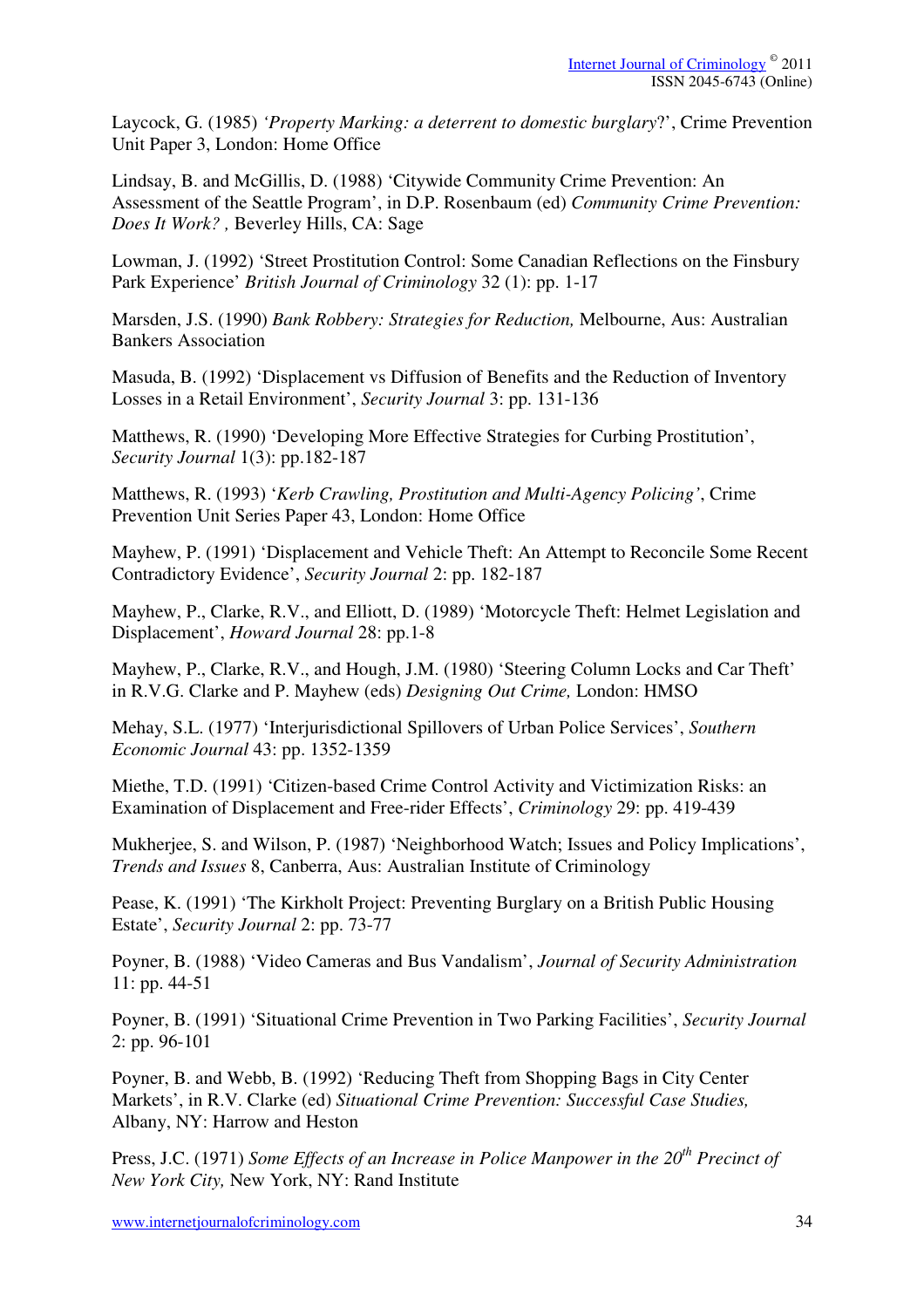Laycock, G. (1985) *'Property Marking: a deterrent to domestic burglary*?', Crime Prevention Unit Paper 3, London: Home Office

Lindsay, B. and McGillis, D. (1988) 'Citywide Community Crime Prevention: An Assessment of the Seattle Program', in D.P. Rosenbaum (ed) *Community Crime Prevention: Does It Work? ,* Beverley Hills, CA: Sage

Lowman, J. (1992) 'Street Prostitution Control: Some Canadian Reflections on the Finsbury Park Experience' *British Journal of Criminology* 32 (1): pp. 1-17

Marsden, J.S. (1990) *Bank Robbery: Strategies for Reduction,* Melbourne, Aus: Australian Bankers Association

Masuda, B. (1992) 'Displacement vs Diffusion of Benefits and the Reduction of Inventory Losses in a Retail Environment', *Security Journal* 3: pp. 131-136

Matthews, R. (1990) 'Developing More Effective Strategies for Curbing Prostitution', *Security Journal* 1(3): pp.182-187

Matthews, R. (1993) '*Kerb Crawling, Prostitution and Multi-Agency Policing'*, Crime Prevention Unit Series Paper 43, London: Home Office

Mayhew, P. (1991) 'Displacement and Vehicle Theft: An Attempt to Reconcile Some Recent Contradictory Evidence', *Security Journal* 2: pp. 182-187

Mayhew, P., Clarke, R.V., and Elliott, D. (1989) 'Motorcycle Theft: Helmet Legislation and Displacement', *Howard Journal* 28: pp.1-8

Mayhew, P., Clarke, R.V., and Hough, J.M. (1980) 'Steering Column Locks and Car Theft' in R.V.G. Clarke and P. Mayhew (eds) *Designing Out Crime,* London: HMSO

Mehay, S.L. (1977) 'Interjurisdictional Spillovers of Urban Police Services', *Southern Economic Journal* 43: pp. 1352-1359

Miethe, T.D. (1991) 'Citizen-based Crime Control Activity and Victimization Risks: an Examination of Displacement and Free-rider Effects', *Criminology* 29: pp. 419-439

Mukherjee, S. and Wilson, P. (1987) 'Neighborhood Watch; Issues and Policy Implications', *Trends and Issues* 8, Canberra, Aus: Australian Institute of Criminology

Pease, K. (1991) 'The Kirkholt Project: Preventing Burglary on a British Public Housing Estate', *Security Journal* 2: pp. 73-77

Poyner, B. (1988) 'Video Cameras and Bus Vandalism', *Journal of Security Administration* 11: pp. 44-51

Poyner, B. (1991) 'Situational Crime Prevention in Two Parking Facilities', *Security Journal* 2: pp. 96-101

Poyner, B. and Webb, B. (1992) 'Reducing Theft from Shopping Bags in City Center Markets', in R.V. Clarke (ed) *Situational Crime Prevention: Successful Case Studies,* Albany, NY: Harrow and Heston

Press, J.C. (1971) *Some Effects of an Increase in Police Manpower in the 20th Precinct of New York City,* New York, NY: Rand Institute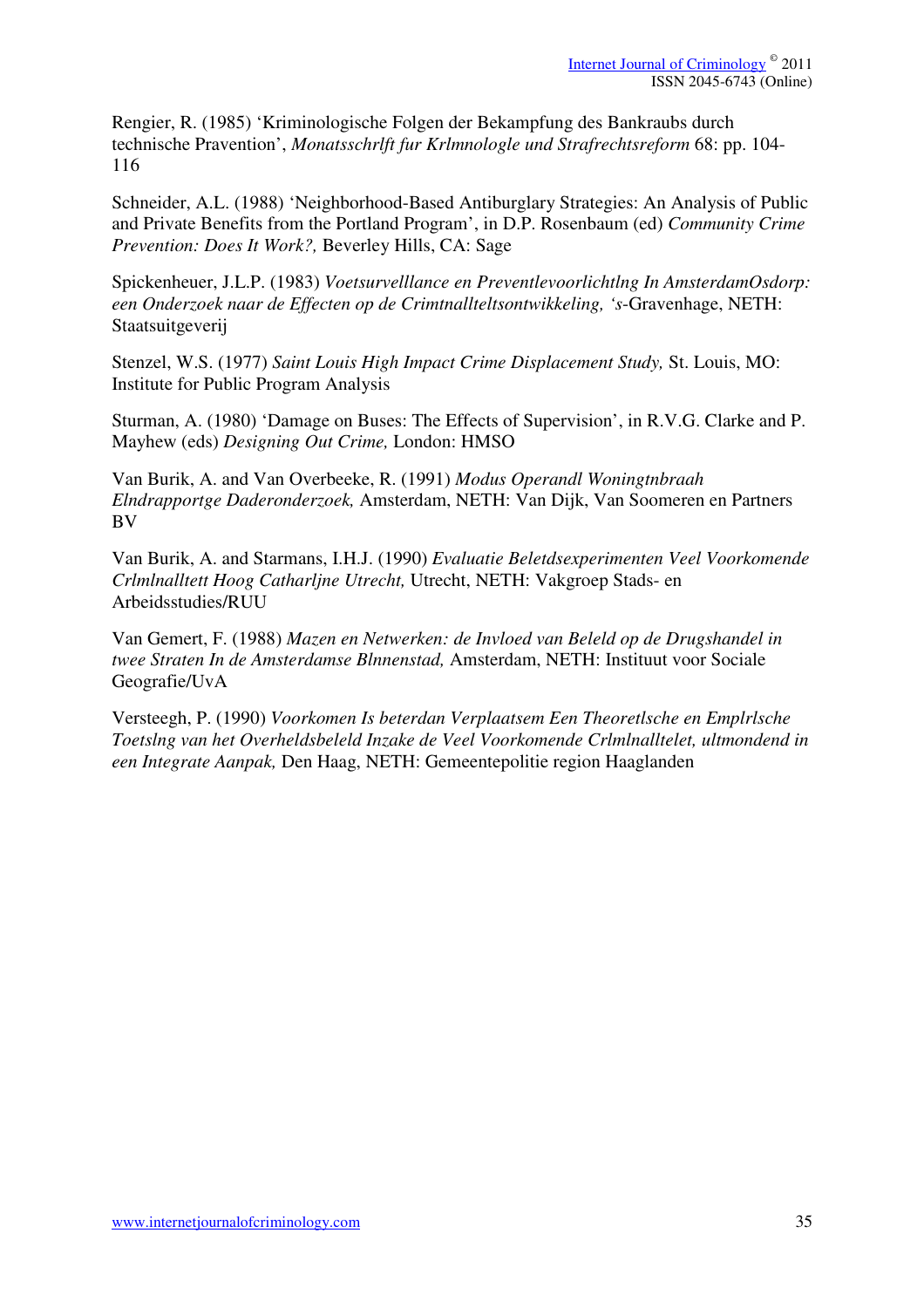Rengier, R. (1985) 'Kriminologische Folgen der Bekampfung des Bankraubs durch technische Pravention', *Monatsschrlft fur Krlmnologle und Strafrechtsreform* 68: pp. 104-116

Schneider, A.L. (1988) 'Neighborhood-Based Antiburglary Strategies: An Analysis of Public and Private Benefits from the Portland Program', in D.P. Rosenbaum (ed) *Community Crime Prevention: Does It Work?,* Beverley Hills, CA: Sage

Spickenheuer, J.L.P. (1983) *Voetsurvelllance en Preventlevoorlichtlng In AmsterdamOsdorp: een Onderzoek naar de Effecten op de Crimtnallteltsontwikkeling, 's*-Gravenhage, NETH: Staatsuitgeverij

Stenzel, W.S. (1977) *Saint Louis High Impact Crime Displacement Study,* St. Louis, MO: Institute for Public Program Analysis

Sturman, A. (1980) 'Damage on Buses: The Effects of Supervision', in R.V.G. Clarke and P. Mayhew (eds) *Designing Out Crime,* London: HMSO

Van Burik, A. and Van Overbeeke, R. (1991) *Modus Operandl Woningtnbraah Elndrapportge Daderonderzoek,* Amsterdam, NETH: Van Dijk, Van Soomeren en Partners BV

Van Burik, A. and Starmans, I.H.J. (1990) *Evaluatie Beletdsexperimenten Veel Voorkomende Crlmlnalltett Hoog Catharljne Utrecht,* Utrecht, NETH: Vakgroep Stads- en Arbeidsstudies/RUU

Van Gemert, F. (1988) *Mazen en Netwerken: de Invloed van Beleld op de Drugshandel in twee Straten In de Amsterdamse Blnnenstad,* Amsterdam, NETH: Instituut voor Sociale Geografie/UvA

Versteegh, P. (1990) *Voorkomen Is beterdan Verplaatsem Een Theoretlsche en Emplrlsche Toetslng van het Overheldsbeleld Inzake de Veel Voorkomende Crlmlnalltelet, ultmondend in een Integrate Aanpak,* Den Haag, NETH: Gemeentepolitie region Haaglanden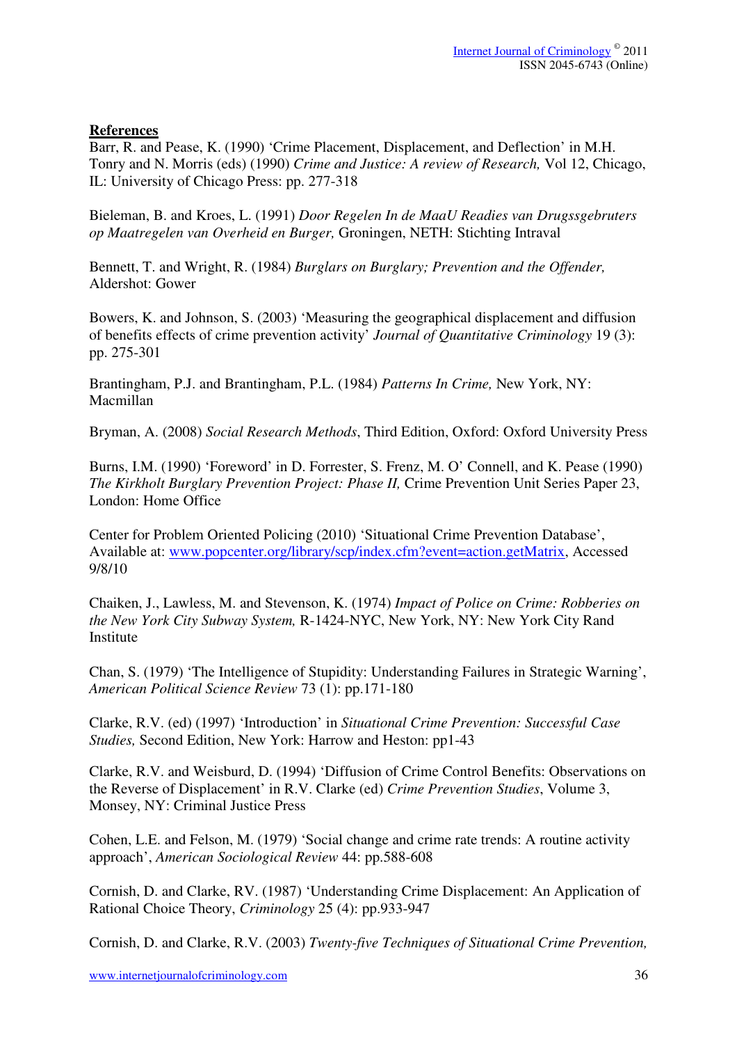**References**

Barr, R. and Pease, K. (1990) 'Crime Placement, Displacement, and Deflection' in M.H. Tonry and N. Morris (eds) (1990) *Crime and Justice: A review of Research,* Vol 12, Chicago, IL: University of Chicago Press: pp. 277-318

Bieleman, B. and Kroes, L. (1991) *Door Regelen In de MaaU Readies van Drugssgebruters op Maatregelen van Overheid en Burger,* Groningen, NETH: Stichting Intraval

Bennett, T. and Wright, R. (1984) *Burglars on Burglary; Prevention and the Offender,* Aldershot: Gower

Bowers, K. and Johnson, S. (2003) 'Measuring the geographical displacement and diffusion of benefits effects of crime prevention activity' *Journal of Quantitative Criminology* 19 (3): pp. 275-301

Brantingham, P.J. and Brantingham, P.L. (1984) *Patterns In Crime,* New York, NY: Macmillan

Bryman, A. (2008) *Social Research Methods*, Third Edition, Oxford: Oxford University Press

Burns, I.M. (1990) 'Foreword' in D. Forrester, S. Frenz, M. O' Connell, and K. Pease (1990) *The Kirkholt Burglary Prevention Project: Phase II,* Crime Prevention Unit Series Paper 23, London: Home Office

Center for Problem Oriented Policing (2010) 'Situational Crime Prevention Database', Available at: www.popcenter.org/library/scp/index.cfm?event=action.getMatrix, Accessed 9/8/10

Chaiken, J., Lawless, M. and Stevenson, K. (1974) *Impact of Police on Crime: Robberies on the New York City Subway System,* R-1424-NYC, New York, NY: New York City Rand Institute

Chan, S. (1979) 'The Intelligence of Stupidity: Understanding Failures in Strategic Warning', *American Political Science Review* 73 (1): pp.171-180

Clarke, R.V. (ed) (1997) 'Introduction' in *Situational Crime Prevention: Successful Case Studies,* Second Edition, New York: Harrow and Heston: pp1-43

Clarke, R.V. and Weisburd, D. (1994) 'Diffusion of Crime Control Benefits: Observations on the Reverse of Displacement' in R.V. Clarke (ed) *Crime Prevention Studies*, Volume 3, Monsey, NY: Criminal Justice Press

Cohen, L.E. and Felson, M. (1979) 'Social change and crime rate trends: A routine activity approach', *American Sociological Review* 44: pp.588-608

Cornish, D. and Clarke, RV. (1987) 'Understanding Crime Displacement: An Application of Rational Choice Theory, *Criminology* 25 (4): pp.933-947

Cornish, D. and Clarke, R.V. (2003) *Twenty-five Techniques of Situational Crime Prevention,*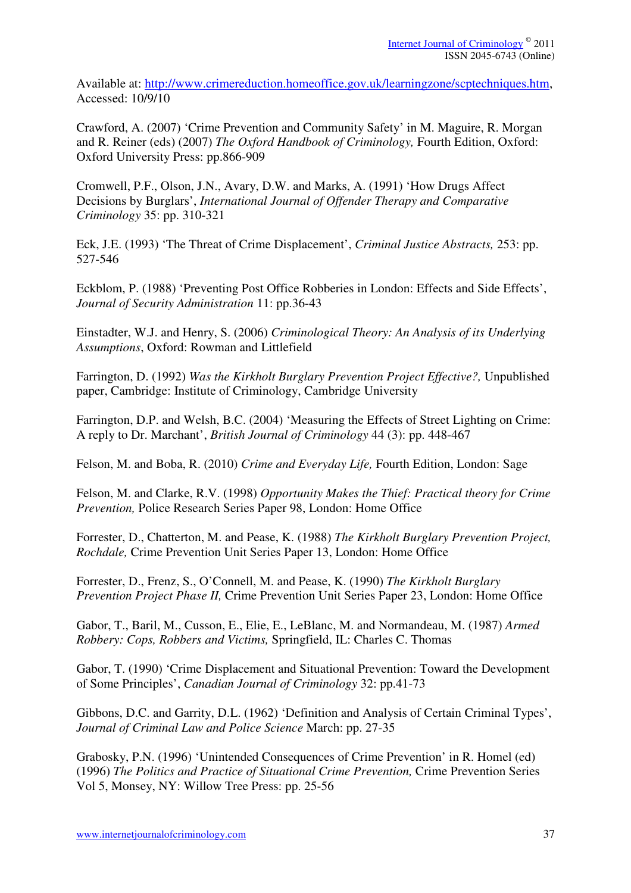Available at: http://www.crimereduction.homeoffice.gov.uk/learningzone/scptechniques.htm, Accessed: 10/9/10

Crawford, A. (2007) 'Crime Prevention and Community Safety' in M. Maguire, R. Morgan and R. Reiner (eds) (2007) *The Oxford Handbook of Criminology,* Fourth Edition, Oxford: Oxford University Press: pp.866-909

Cromwell, P.F., Olson, J.N., Avary, D.W. and Marks, A. (1991) 'How Drugs Affect Decisions by Burglars', *International Journal of Offender Therapy and Comparative Criminology* 35: pp. 310-321

Eck, J.E. (1993) 'The Threat of Crime Displacement', *Criminal Justice Abstracts,* 253: pp. 527-546

Eckblom, P. (1988) 'Preventing Post Office Robberies in London: Effects and Side Effects', *Journal of Security Administration* 11: pp.36-43

Einstadter, W.J. and Henry, S. (2006) *Criminological Theory: An Analysis of its Underlying Assumptions*, Oxford: Rowman and Littlefield

Farrington, D. (1992) *Was the Kirkholt Burglary Prevention Project Effective?,* Unpublished paper, Cambridge: Institute of Criminology, Cambridge University

Farrington, D.P. and Welsh, B.C. (2004) 'Measuring the Effects of Street Lighting on Crime: A reply to Dr. Marchant', *British Journal of Criminology* 44 (3): pp. 448-467

Felson, M. and Boba, R. (2010) *Crime and Everyday Life,* Fourth Edition, London: Sage

Felson, M. and Clarke, R.V. (1998) *Opportunity Makes the Thief: Practical theory for Crime Prevention,* Police Research Series Paper 98, London: Home Office

Forrester, D., Chatterton, M. and Pease, K. (1988) *The Kirkholt Burglary Prevention Project, Rochdale,* Crime Prevention Unit Series Paper 13, London: Home Office

Forrester, D., Frenz, S., O'Connell, M. and Pease, K. (1990) *The Kirkholt Burglary Prevention Project Phase II,* Crime Prevention Unit Series Paper 23, London: Home Office

Gabor, T., Baril, M., Cusson, E., Elie, E., LeBlanc, M. and Normandeau, M. (1987) *Armed Robbery: Cops, Robbers and Victims,* Springfield, IL: Charles C. Thomas

Gabor, T. (1990) 'Crime Displacement and Situational Prevention: Toward the Development of Some Principles', *Canadian Journal of Criminology* 32: pp.41-73

Gibbons, D.C. and Garrity, D.L. (1962) 'Definition and Analysis of Certain Criminal Types', *Journal of Criminal Law and Police Science* March: pp. 27-35

Grabosky, P.N. (1996) 'Unintended Consequences of Crime Prevention' in R. Homel (ed) (1996) *The Politics and Practice of Situational Crime Prevention,* Crime Prevention Series Vol 5, Monsey, NY: Willow Tree Press: pp. 25-56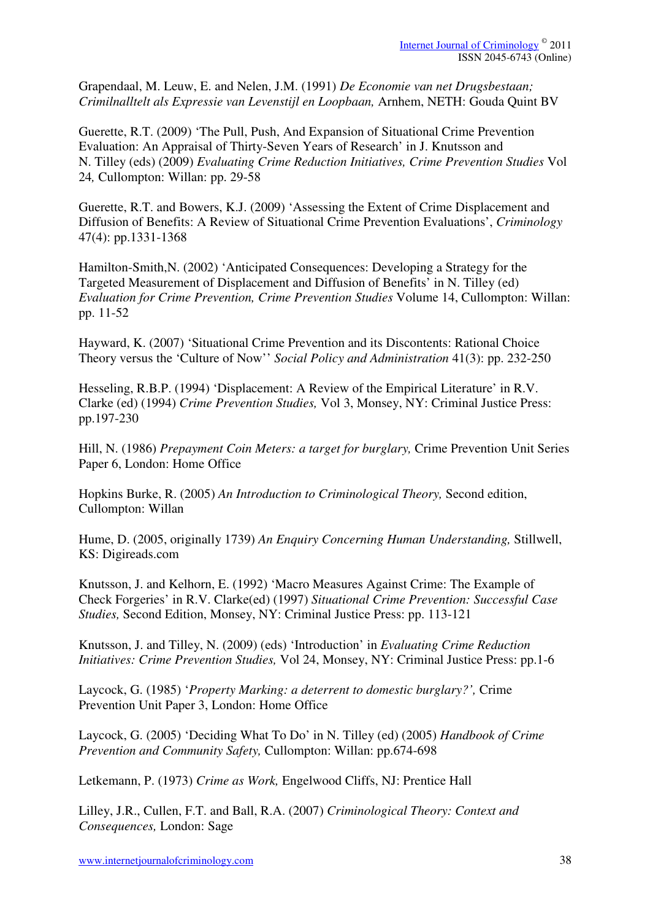Grapendaal, M. Leuw, E. and Nelen, J.M. (1991) *De Economie van net Drugsbestaan; Crimilnalltelt als Expressie van Levenstijl en Loopbaan,* Arnhem, NETH: Gouda Quint BV

Guerette, R.T. (2009) 'The Pull, Push, And Expansion of Situational Crime Prevention Evaluation: An Appraisal of Thirty-Seven Years of Research' in J. Knutsson and N. Tilley (eds) (2009) *Evaluating Crime Reduction Initiatives, Crime Prevention Studies* Vol 24*,* Cullompton: Willan: pp. 29-58

Guerette, R.T. and Bowers, K.J. (2009) 'Assessing the Extent of Crime Displacement and Diffusion of Benefits: A Review of Situational Crime Prevention Evaluations', *Criminology* 47(4): pp.1331-1368

Hamilton-Smith,N. (2002) 'Anticipated Consequences: Developing a Strategy for the Targeted Measurement of Displacement and Diffusion of Benefits' in N. Tilley (ed) *Evaluation for Crime Prevention, Crime Prevention Studies* Volume 14, Cullompton: Willan: pp. 11-52

Hayward, K. (2007) 'Situational Crime Prevention and its Discontents: Rational Choice Theory versus the 'Culture of Now'' *Social Policy and Administration* 41(3): pp. 232-250

Hesseling, R.B.P. (1994) 'Displacement: A Review of the Empirical Literature' in R.V. Clarke (ed) (1994) *Crime Prevention Studies,* Vol 3, Monsey, NY: Criminal Justice Press: pp.197-230

Hill, N. (1986) *Prepayment Coin Meters: a target for burglary,* Crime Prevention Unit Series Paper 6, London: Home Office

Hopkins Burke, R. (2005) *An Introduction to Criminological Theory,* Second edition, Cullompton: Willan

Hume, D. (2005, originally 1739) *An Enquiry Concerning Human Understanding,* Stillwell, KS: Digireads.com

Knutsson, J. and Kelhorn, E. (1992) 'Macro Measures Against Crime: The Example of Check Forgeries' in R.V. Clarke(ed) (1997) *Situational Crime Prevention: Successful Case Studies,* Second Edition, Monsey, NY: Criminal Justice Press: pp. 113-121

Knutsson, J. and Tilley, N. (2009) (eds) 'Introduction' in *Evaluating Crime Reduction Initiatives: Crime Prevention Studies,* Vol 24, Monsey, NY: Criminal Justice Press: pp.1-6

Laycock, G. (1985) '*Property Marking: a deterrent to domestic burglary?',* Crime Prevention Unit Paper 3, London: Home Office

Laycock, G. (2005) 'Deciding What To Do' in N. Tilley (ed) (2005) *Handbook of Crime Prevention and Community Safety,* Cullompton: Willan: pp.674-698

Letkemann, P. (1973) *Crime as Work,* Engelwood Cliffs, NJ: Prentice Hall

Lilley, J.R., Cullen, F.T. and Ball, R.A. (2007) *Criminological Theory: Context and Consequences,* London: Sage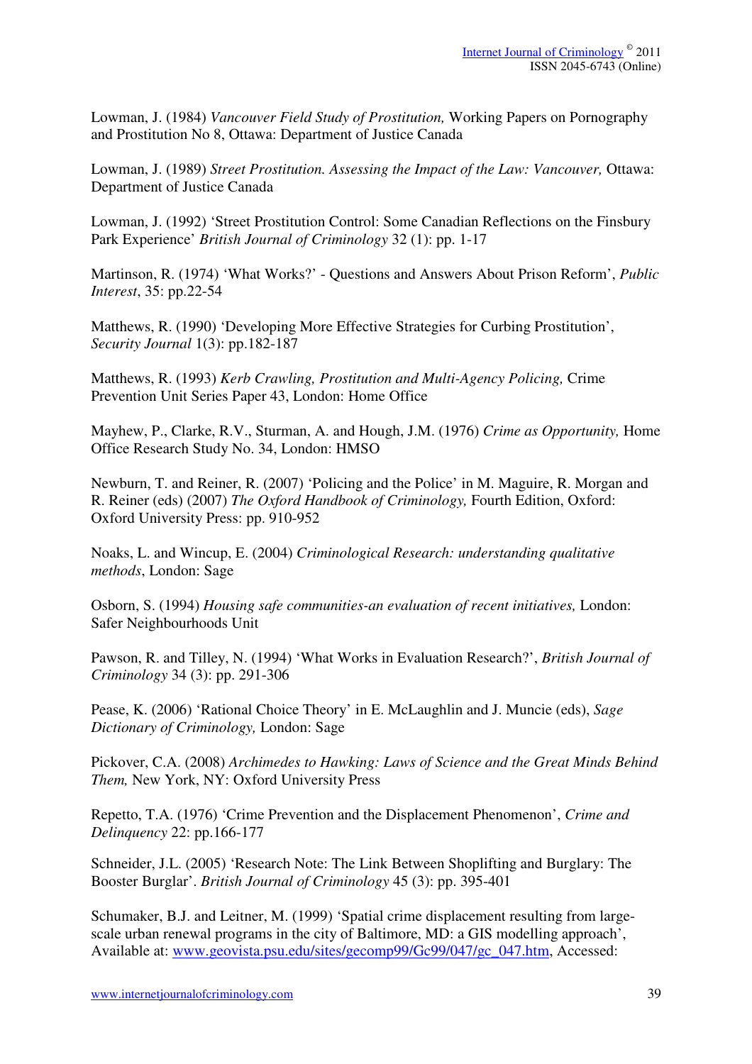Lowman, J. (1984) *Vancouver Field Study of Prostitution,* Working Papers on Pornography and Prostitution No 8, Ottawa: Department of Justice Canada

Lowman, J. (1989) *Street Prostitution. Assessing the Impact of the Law: Vancouver,* Ottawa: Department of Justice Canada

Lowman, J. (1992) 'Street Prostitution Control: Some Canadian Reflections on the Finsbury Park Experience' *British Journal of Criminology* 32 (1): pp. 1-17

Martinson, R. (1974) 'What Works?' - Questions and Answers About Prison Reform', *Public Interest*, 35: pp.22-54

Matthews, R. (1990) 'Developing More Effective Strategies for Curbing Prostitution', *Security Journal* 1(3): pp.182-187

Matthews, R. (1993) *Kerb Crawling, Prostitution and Multi-Agency Policing,* Crime Prevention Unit Series Paper 43, London: Home Office

Mayhew, P., Clarke, R.V., Sturman, A. and Hough, J.M. (1976) *Crime as Opportunity,* Home Office Research Study No. 34, London: HMSO

Newburn, T. and Reiner, R. (2007) 'Policing and the Police' in M. Maguire, R. Morgan and R. Reiner (eds) (2007) *The Oxford Handbook of Criminology,* Fourth Edition, Oxford: Oxford University Press: pp. 910-952

Noaks, L. and Wincup, E. (2004) *Criminological Research: understanding qualitative methods*, London: Sage

Osborn, S. (1994) *Housing safe communities-an evaluation of recent initiatives,* London: Safer Neighbourhoods Unit

Pawson, R. and Tilley, N. (1994) 'What Works in Evaluation Research?', *British Journal of Criminology* 34 (3): pp. 291-306

Pease, K. (2006) 'Rational Choice Theory' in E. McLaughlin and J. Muncie (eds), *Sage Dictionary of Criminology,* London: Sage

Pickover, C.A. (2008) *Archimedes to Hawking: Laws of Science and the Great Minds Behind Them,* New York, NY: Oxford University Press

Repetto, T.A. (1976) 'Crime Prevention and the Displacement Phenomenon', *Crime and Delinquency* 22: pp.166-177

Schneider, J.L. (2005) 'Research Note: The Link Between Shoplifting and Burglary: The Booster Burglar'. *British Journal of Criminology* 45 (3): pp. 395-401

Schumaker, B.J. and Leitner, M. (1999) 'Spatial crime displacement resulting from large-scale urban renewal programs in the city of Baltimore, MD: a GIS modelling approach', Available at: www.geovista.psu.edu/sites/gecomp99/Gc99/047/gc_047.htm, Accessed: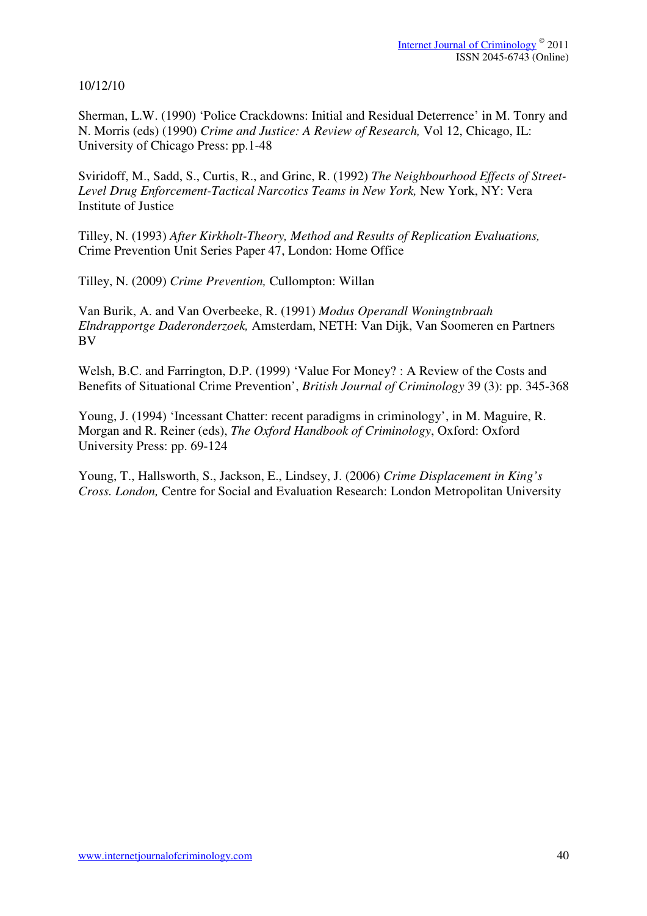10/12/10

Sherman, L.W. (1990) 'Police Crackdowns: Initial and Residual Deterrence' in M. Tonry and N. Morris (eds) (1990) *Crime and Justice: A Review of Research,* Vol 12, Chicago, IL: University of Chicago Press: pp.1-48

Sviridoff, M., Sadd, S., Curtis, R., and Grinc, R. (1992) *The Neighbourhood Effects of Street-Level Drug Enforcement-Tactical Narcotics Teams in New York,* New York, NY: Vera Institute of Justice

Tilley, N. (1993) *After Kirkholt-Theory, Method and Results of Replication Evaluations,* Crime Prevention Unit Series Paper 47, London: Home Office

Tilley, N. (2009) *Crime Prevention,* Cullompton: Willan

Van Burik, A. and Van Overbeeke, R. (1991) *Modus Operandl Woningtnbraah Elndrapportge Daderonderzoek,* Amsterdam, NETH: Van Dijk, Van Soomeren en Partners BV

Welsh, B.C. and Farrington, D.P. (1999) 'Value For Money? : A Review of the Costs and Benefits of Situational Crime Prevention', *British Journal of Criminology* 39 (3): pp. 345-368

Young, J. (1994) 'Incessant Chatter: recent paradigms in criminology', in M. Maguire, R. Morgan and R. Reiner (eds), *The Oxford Handbook of Criminology*, Oxford: Oxford University Press: pp. 69-124

Young, T., Hallsworth, S., Jackson, E., Lindsey, J. (2006) *Crime Displacement in King's Cross. London,* Centre for Social and Evaluation Research: London Metropolitan University